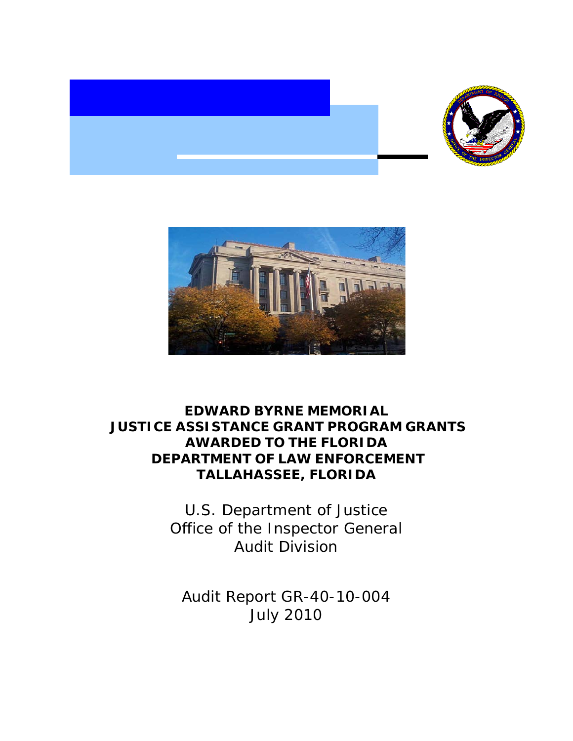# EDWARD BYRNE MEMORIAL JUSTICE ASSISTANCE GRANT PROGRAM GRANTS AWARDED TO THE FLORIDA DEPARTMENT OF LAW ENFORCEMENT TALLAHASSEE, FLORIDA

U.S. Department of Justice
Office of the Inspector General
Audit Division

Audit Report GR-40-10-004
July 2010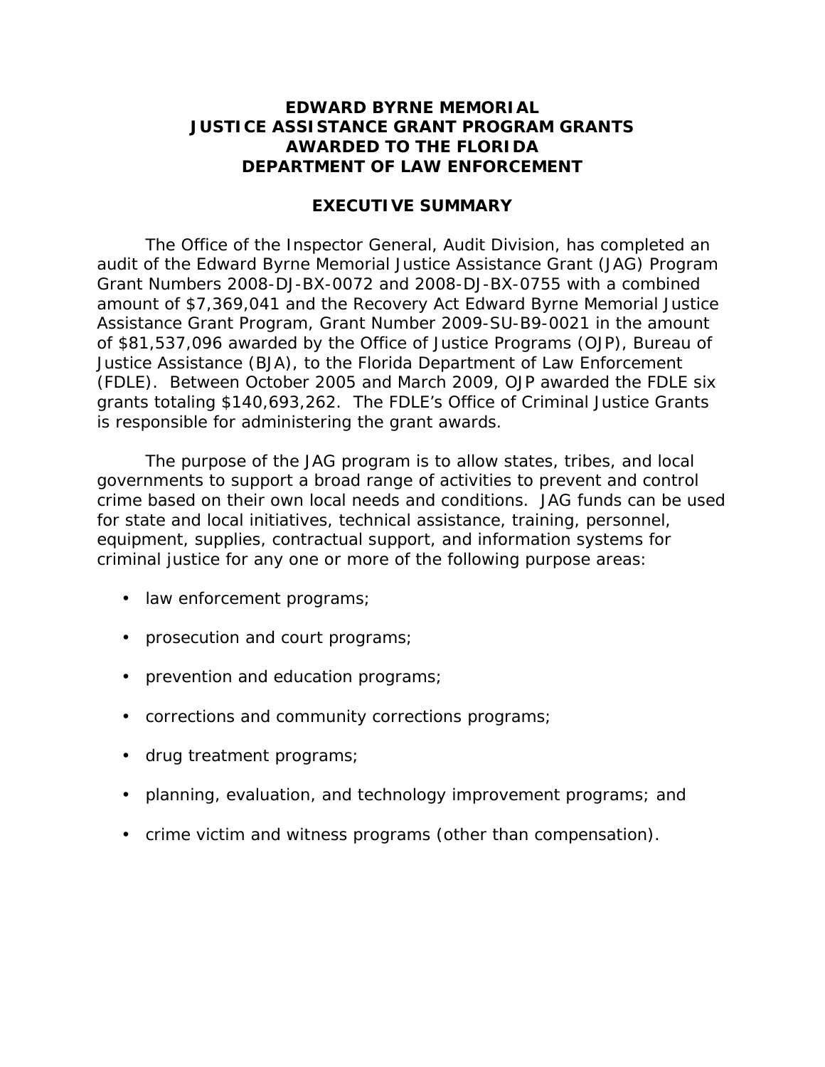# EDWARD BYRNE MEMORIAL JUSTICE ASSISTANCE GRANT PROGRAM GRANTS AWARDED TO THE FLORIDA DEPARTMENT OF LAW ENFORCEMENT

## EXECUTIVE SUMMARY

The Office of the Inspector General, Audit Division, has completed an audit of the Edward Byrne Memorial Justice Assistance Grant (JAG) Program Grant Numbers 2008-DJ-BX-0072 and 2008-DJ-BX-0755 with a combined amount of $7,369,041 and the Recovery Act Edward Byrne Memorial Justice Assistance Grant Program, Grant Number 2009-SU-B9-0021 in the amount of $81,537,096 awarded by the Office of Justice Programs (OJP), Bureau of Justice Assistance (BJA), to the Florida Department of Law Enforcement (FDLE). Between October 2005 and March 2009, OJP awarded the FDLE six grants totaling $140,693,262. The FDLE's Office of Criminal Justice Grants is responsible for administering the grant awards.

The purpose of the JAG program is to allow states, tribes, and local governments to support a broad range of activities to prevent and control crime based on their own local needs and conditions. JAG funds can be used for state and local initiatives, technical assistance, training, personnel, equipment, supplies, contractual support, and information systems for criminal justice for any one or more of the following purpose areas:

- law enforcement programs;
- prosecution and court programs;
- prevention and education programs;
- corrections and community corrections programs;
- drug treatment programs;
- planning, evaluation, and technology improvement programs; and
- crime victim and witness programs (other than compensation).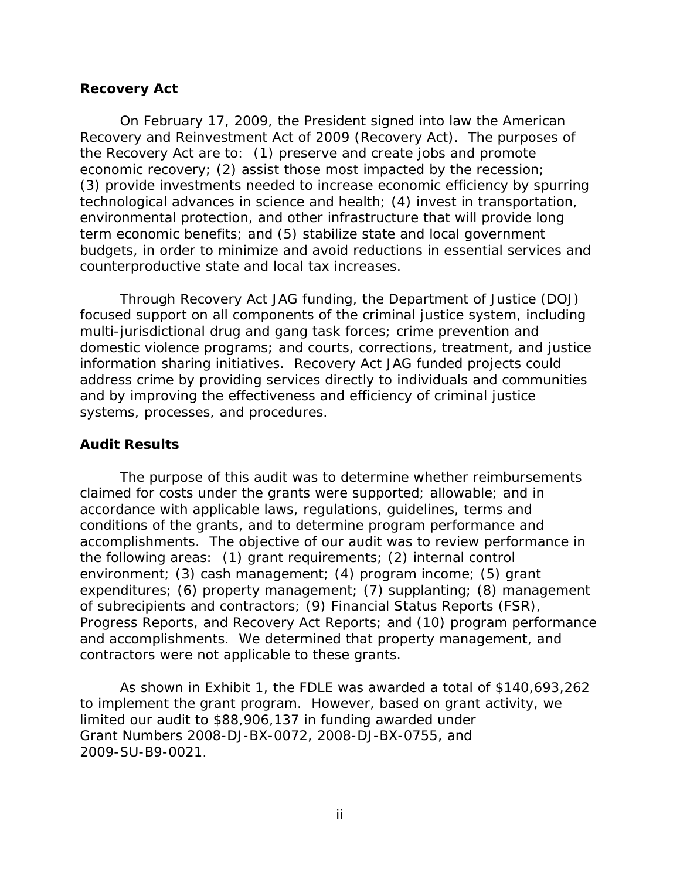### Recovery Act

On February 17, 2009, the President signed into law the American Recovery and Reinvestment Act of 2009 (Recovery Act). The purposes of the Recovery Act are to: (1) preserve and create jobs and promote economic recovery; (2) assist those most impacted by the recession; (3) provide investments needed to increase economic efficiency by spurring technological advances in science and health; (4) invest in transportation, environmental protection, and other infrastructure that will provide long term economic benefits; and (5) stabilize state and local government budgets, in order to minimize and avoid reductions in essential services and counterproductive state and local tax increases.

Through Recovery Act JAG funding, the Department of Justice (DOJ) focused support on all components of the criminal justice system, including multi-jurisdictional drug and gang task forces; crime prevention and domestic violence programs; and courts, corrections, treatment, and justice information sharing initiatives. Recovery Act JAG funded projects could address crime by providing services directly to individuals and communities and by improving the effectiveness and efficiency of criminal justice systems, processes, and procedures.

### Audit Results

The purpose of this audit was to determine whether reimbursements claimed for costs under the grants were supported; allowable; and in accordance with applicable laws, regulations, guidelines, terms and conditions of the grants, and to determine program performance and accomplishments. The objective of our audit was to review performance in the following areas: (1) grant requirements; (2) internal control environment; (3) cash management; (4) program income; (5) grant expenditures; (6) property management; (7) supplanting; (8) management of subrecipients and contractors; (9) Financial Status Reports (FSR), Progress Reports, and Recovery Act Reports; and (10) program performance and accomplishments. We determined that property management, and contractors were not applicable to these grants.

As shown in Exhibit 1, the FDLE was awarded a total of $140,693,262 to implement the grant program. However, based on grant activity, we limited our audit to $88,906,137 in funding awarded under Grant Numbers 2008-DJ-BX-0072, 2008-DJ-BX-0755, and 2009-SU-B9-0021.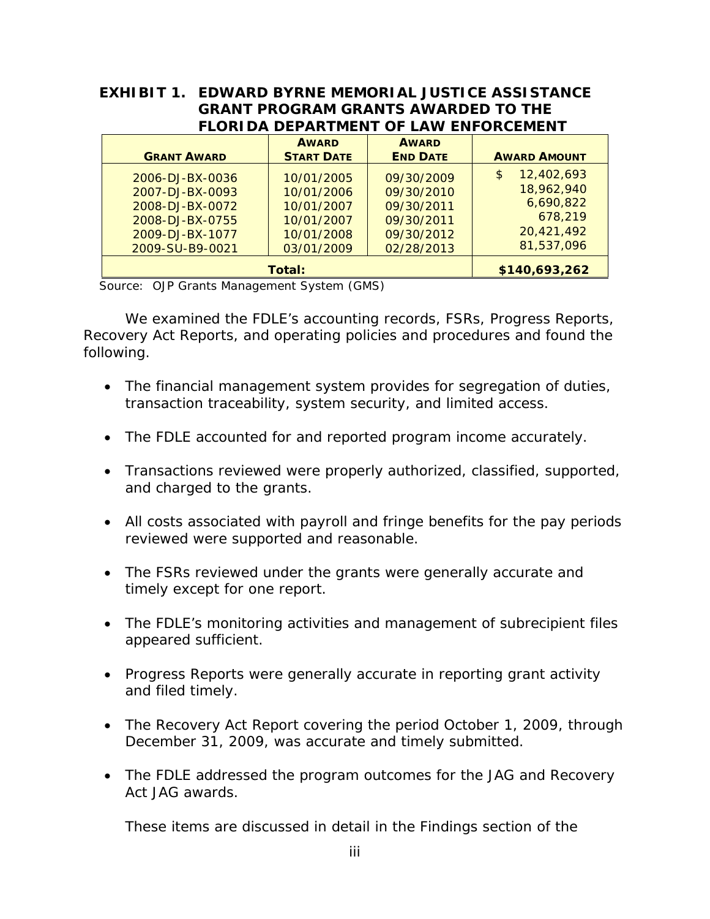**EXHIBIT 1. EDWARD BYRNE MEMORIAL JUSTICE ASSISTANCE GRANT PROGRAM GRANTS AWARDED TO THE FLORIDA DEPARTMENT OF LAW ENFORCEMENT**

| GRANT AWARD | AWARD START DATE | AWARD END DATE | AWARD AMOUNT |
|---|---|---|---|
| 2006-DJ-BX-0036 | 10/01/2005 | 09/30/2009 | $ 12,402,693 |
| 2007-DJ-BX-0093 | 10/01/2006 | 09/30/2010 | 18,962,940 |
| 2008-DJ-BX-0072 | 10/01/2007 | 09/30/2011 | 6,690,822 |
| 2008-DJ-BX-0755 | 10/01/2007 | 09/30/2011 | 678,219 |
| 2009-DJ-BX-1077 | 10/01/2008 | 09/30/2012 | 20,421,492 |
| 2009-SU-B9-0021 | 03/01/2009 | 02/28/2013 | 81,537,096 |
| **Total:** | | | **$140,693,262** |

Source: OJP Grants Management System (GMS)

We examined the FDLE's accounting records, FSRs, Progress Reports, Recovery Act Reports, and operating policies and procedures and found the following.

- The financial management system provides for segregation of duties, transaction traceability, system security, and limited access.
- The FDLE accounted for and reported program income accurately.
- Transactions reviewed were properly authorized, classified, supported, and charged to the grants.
- All costs associated with payroll and fringe benefits for the pay periods reviewed were supported and reasonable.
- The FSRs reviewed under the grants were generally accurate and timely except for one report.
- The FDLE's monitoring activities and management of subrecipient files appeared sufficient.
- Progress Reports were generally accurate in reporting grant activity and filed timely.
- The Recovery Act Report covering the period October 1, 2009, through December 31, 2009, was accurate and timely submitted.
- The FDLE addressed the program outcomes for the JAG and Recovery Act JAG awards.

These items are discussed in detail in the Findings section of the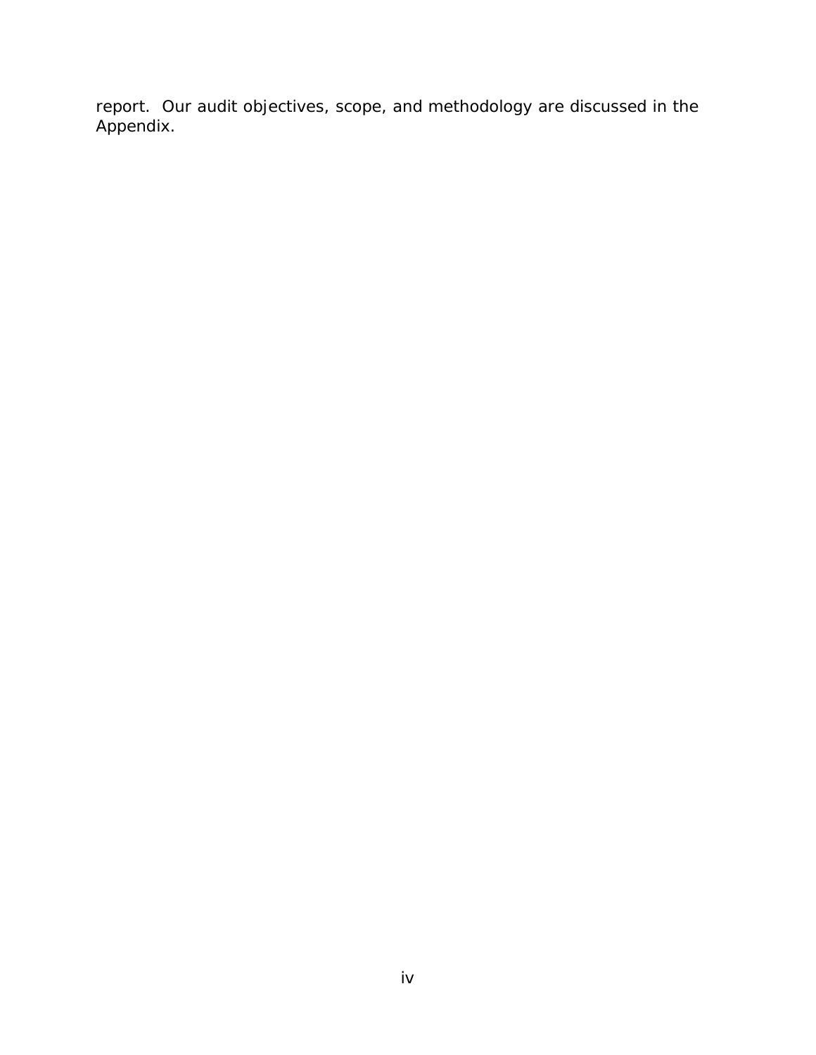report. Our audit objectives, scope, and methodology are discussed in the Appendix.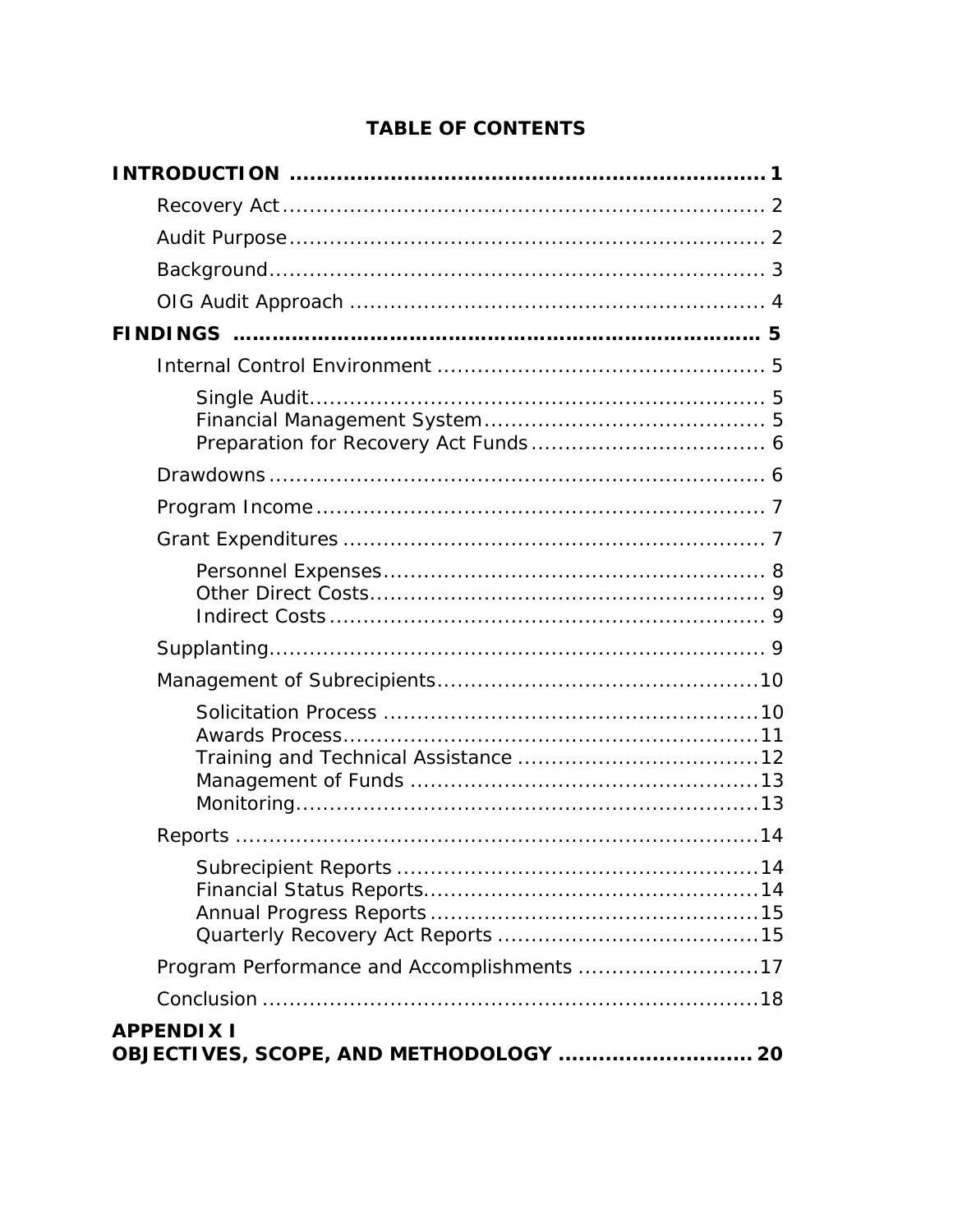# TABLE OF CONTENTS

**INTRODUCTION** ........................................................................ **1**

- Recovery Act ........................................................................ 2
- Audit Purpose ........................................................................ 2
- Background ........................................................................ 3
- OIG Audit Approach ........................................................................ 4

**FINDINGS** ........................................................................ **5**

- Internal Control Environment ........................................................................ 5
  - Single Audit ........................................................................ 5
  - Financial Management System ........................................................................ 5
  - Preparation for Recovery Act Funds ........................................................................ 6
- Drawdowns ........................................................................ 6
- Program Income ........................................................................ 7
- Grant Expenditures ........................................................................ 7
  - Personnel Expenses ........................................................................ 8
  - Other Direct Costs ........................................................................ 9
  - Indirect Costs ........................................................................ 9
- Supplanting ........................................................................ 9
- Management of Subrecipients ........................................................................ 10
  - Solicitation Process ........................................................................ 10
  - Awards Process ........................................................................ 11
  - Training and Technical Assistance ........................................................................ 12
  - Management of Funds ........................................................................ 13
  - Monitoring ........................................................................ 13
- Reports ........................................................................ 14
  - Subrecipient Reports ........................................................................ 14
  - Financial Status Reports ........................................................................ 14
  - Annual Progress Reports ........................................................................ 15
  - Quarterly Recovery Act Reports ........................................................................ 15
- Program Performance and Accomplishments ........................................................................ 17
- Conclusion ........................................................................ 18

**APPENDIX I**
**OBJECTIVES, SCOPE, AND METHODOLOGY** ........................................................................ **20**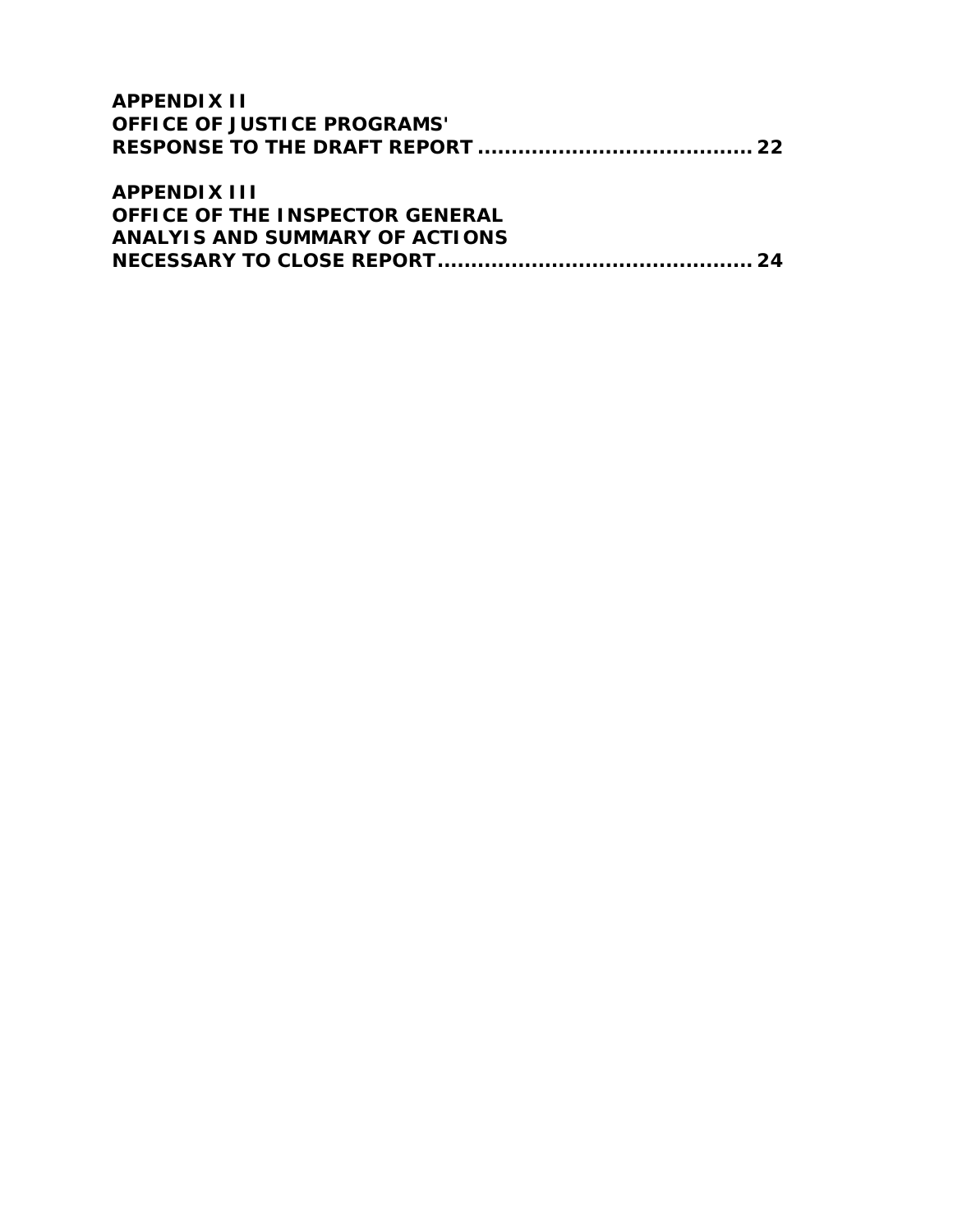**APPENDIX II**
**OFFICE OF JUSTICE PROGRAMS'**
**RESPONSE TO THE DRAFT REPORT ........................................ 22**

**APPENDIX III**
**OFFICE OF THE INSPECTOR GENERAL**
**ANALYIS AND SUMMARY OF ACTIONS**
**NECESSARY TO CLOSE REPORT............................................... 24**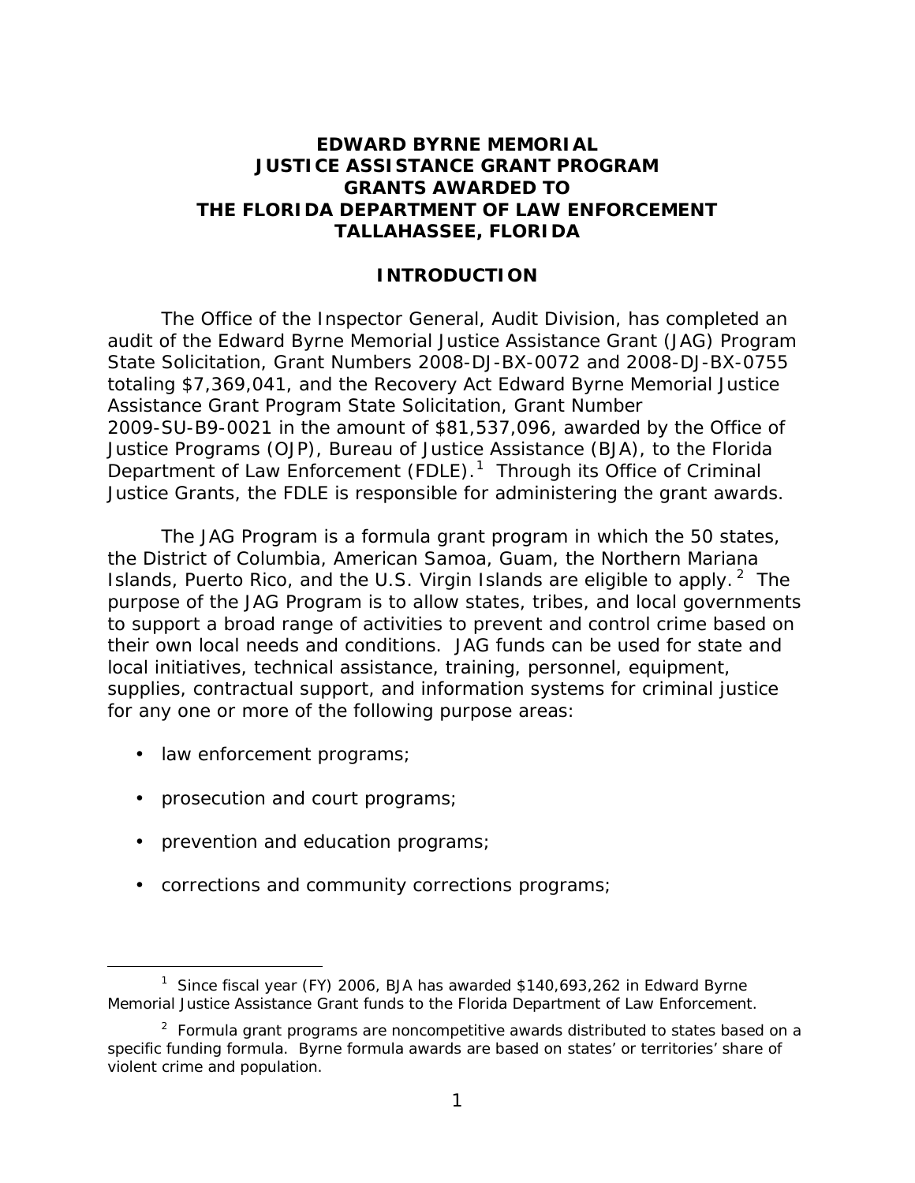# EDWARD BYRNE MEMORIAL JUSTICE ASSISTANCE GRANT PROGRAM GRANTS AWARDED TO THE FLORIDA DEPARTMENT OF LAW ENFORCEMENT TALLAHASSEE, FLORIDA

## INTRODUCTION

The Office of the Inspector General, Audit Division, has completed an audit of the Edward Byrne Memorial Justice Assistance Grant (JAG) Program State Solicitation, Grant Numbers 2008-DJ-BX-0072 and 2008-DJ-BX-0755 totaling $7,369,041, and the Recovery Act Edward Byrne Memorial Justice Assistance Grant Program State Solicitation, Grant Number 2009-SU-B9-0021 in the amount of $81,537,096, awarded by the Office of Justice Programs (OJP), Bureau of Justice Assistance (BJA), to the Florida Department of Law Enforcement (FDLE).[1] Through its Office of Criminal Justice Grants, the FDLE is responsible for administering the grant awards.

The JAG Program is a formula grant program in which the 50 states, the District of Columbia, American Samoa, Guam, the Northern Mariana Islands, Puerto Rico, and the U.S. Virgin Islands are eligible to apply.[2] The purpose of the JAG Program is to allow states, tribes, and local governments to support a broad range of activities to prevent and control crime based on their own local needs and conditions. JAG funds can be used for state and local initiatives, technical assistance, training, personnel, equipment, supplies, contractual support, and information systems for criminal justice for any one or more of the following purpose areas:

- law enforcement programs;
- prosecution and court programs;
- prevention and education programs;
- corrections and community corrections programs;

---

[1] Since fiscal year (FY) 2006, BJA has awarded $140,693,262 in Edward Byrne Memorial Justice Assistance Grant funds to the Florida Department of Law Enforcement.

[2] Formula grant programs are noncompetitive awards distributed to states based on a specific funding formula. Byrne formula awards are based on states' or territories' share of violent crime and population.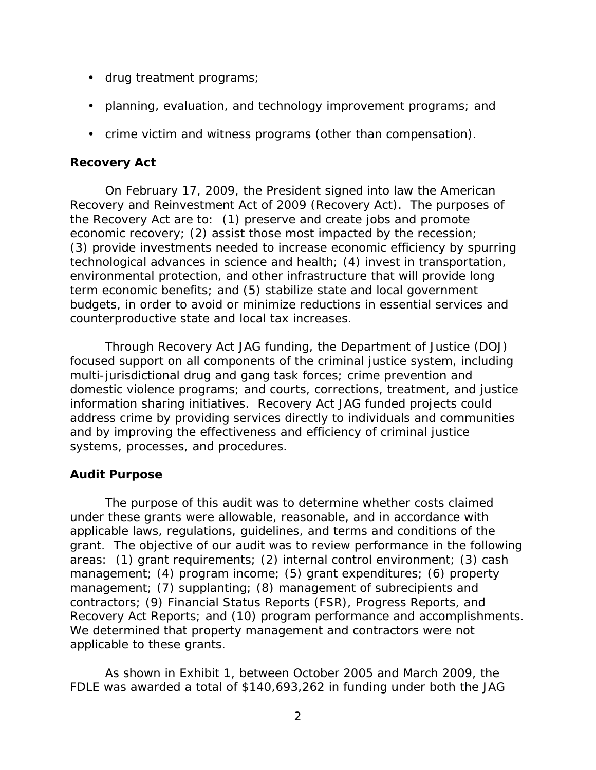- drug treatment programs;
- planning, evaluation, and technology improvement programs; and
- crime victim and witness programs (other than compensation).

### Recovery Act

On February 17, 2009, the President signed into law the American Recovery and Reinvestment Act of 2009 (Recovery Act). The purposes of the Recovery Act are to: (1) preserve and create jobs and promote economic recovery; (2) assist those most impacted by the recession; (3) provide investments needed to increase economic efficiency by spurring technological advances in science and health; (4) invest in transportation, environmental protection, and other infrastructure that will provide long term economic benefits; and (5) stabilize state and local government budgets, in order to avoid or minimize reductions in essential services and counterproductive state and local tax increases.

Through Recovery Act JAG funding, the Department of Justice (DOJ) focused support on all components of the criminal justice system, including multi-jurisdictional drug and gang task forces; crime prevention and domestic violence programs; and courts, corrections, treatment, and justice information sharing initiatives. Recovery Act JAG funded projects could address crime by providing services directly to individuals and communities and by improving the effectiveness and efficiency of criminal justice systems, processes, and procedures.

### Audit Purpose

The purpose of this audit was to determine whether costs claimed under these grants were allowable, reasonable, and in accordance with applicable laws, regulations, guidelines, and terms and conditions of the grant. The objective of our audit was to review performance in the following areas: (1) grant requirements; (2) internal control environment; (3) cash management; (4) program income; (5) grant expenditures; (6) property management; (7) supplanting; (8) management of subrecipients and contractors; (9) Financial Status Reports (FSR), Progress Reports, and Recovery Act Reports; and (10) program performance and accomplishments. We determined that property management and contractors were not applicable to these grants.

As shown in Exhibit 1, between October 2005 and March 2009, the FDLE was awarded a total of $140,693,262 in funding under both the JAG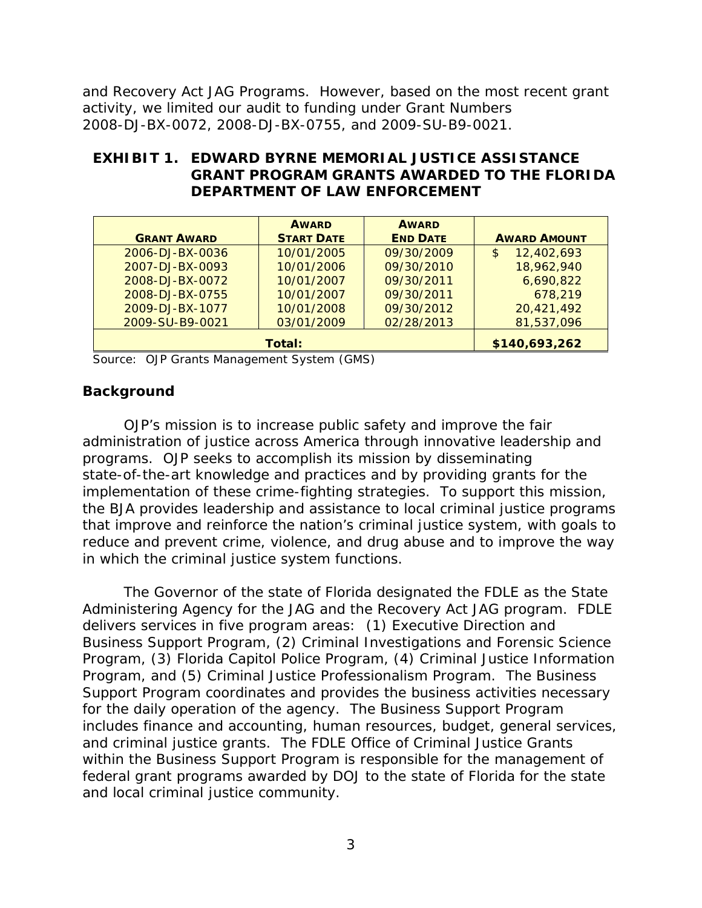and Recovery Act JAG Programs. However, based on the most recent grant activity, we limited our audit to funding under Grant Numbers 2008-DJ-BX-0072, 2008-DJ-BX-0755, and 2009-SU-B9-0021.

### EXHIBIT 1. EDWARD BYRNE MEMORIAL JUSTICE ASSISTANCE GRANT PROGRAM GRANTS AWARDED TO THE FLORIDA DEPARTMENT OF LAW ENFORCEMENT

| GRANT AWARD | AWARD START DATE | AWARD END DATE | AWARD AMOUNT |
|---|---|---|---|
| 2006-DJ-BX-0036 | 10/01/2005 | 09/30/2009 | $ 12,402,693 |
| 2007-DJ-BX-0093 | 10/01/2006 | 09/30/2010 | 18,962,940 |
| 2008-DJ-BX-0072 | 10/01/2007 | 09/30/2011 | 6,690,822 |
| 2008-DJ-BX-0755 | 10/01/2007 | 09/30/2011 | 678,219 |
| 2009-DJ-BX-1077 | 10/01/2008 | 09/30/2012 | 20,421,492 |
| 2009-SU-B9-0021 | 03/01/2009 | 02/28/2013 | 81,537,096 |
| **Total:** | | | **$140,693,262** |

Source: OJP Grants Management System (GMS)

## Background

OJP's mission is to increase public safety and improve the fair administration of justice across America through innovative leadership and programs. OJP seeks to accomplish its mission by disseminating state-of-the-art knowledge and practices and by providing grants for the implementation of these crime-fighting strategies. To support this mission, the BJA provides leadership and assistance to local criminal justice programs that improve and reinforce the nation's criminal justice system, with goals to reduce and prevent crime, violence, and drug abuse and to improve the way in which the criminal justice system functions.

The Governor of the state of Florida designated the FDLE as the State Administering Agency for the JAG and the Recovery Act JAG program. FDLE delivers services in five program areas: (1) Executive Direction and Business Support Program, (2) Criminal Investigations and Forensic Science Program, (3) Florida Capitol Police Program, (4) Criminal Justice Information Program, and (5) Criminal Justice Professionalism Program. The Business Support Program coordinates and provides the business activities necessary for the daily operation of the agency. The Business Support Program includes finance and accounting, human resources, budget, general services, and criminal justice grants. The FDLE Office of Criminal Justice Grants within the Business Support Program is responsible for the management of federal grant programs awarded by DOJ to the state of Florida for the state and local criminal justice community.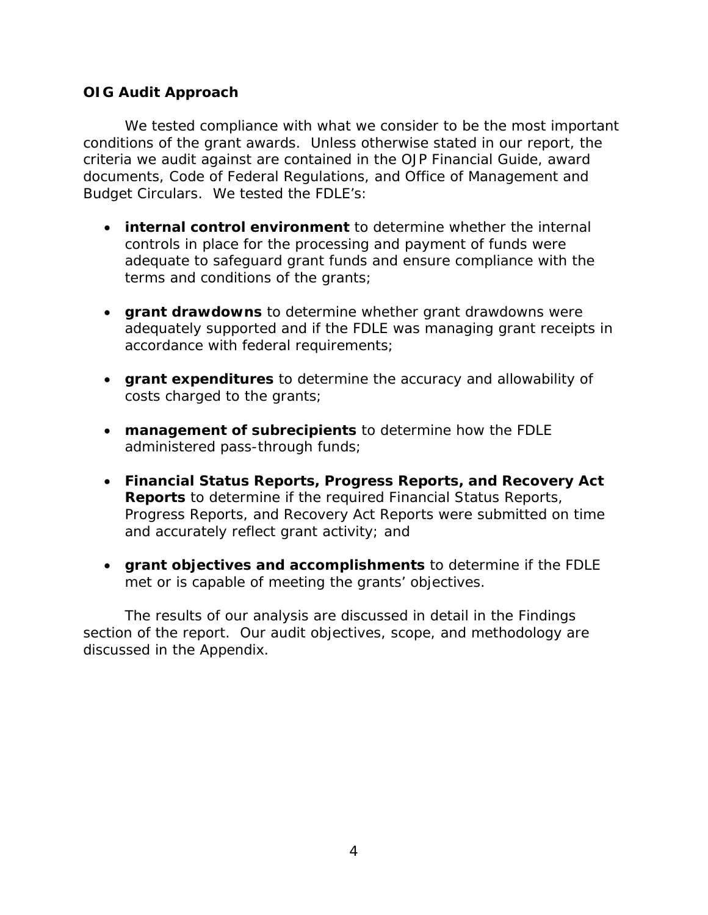### OIG Audit Approach

We tested compliance with what we consider to be the most important conditions of the grant awards. Unless otherwise stated in our report, the criteria we audit against are contained in the OJP Financial Guide, award documents, Code of Federal Regulations, and Office of Management and Budget Circulars. We tested the FDLE's:

- **internal control environment** to determine whether the internal controls in place for the processing and payment of funds were adequate to safeguard grant funds and ensure compliance with the terms and conditions of the grants;
- **grant drawdowns** to determine whether grant drawdowns were adequately supported and if the FDLE was managing grant receipts in accordance with federal requirements;
- **grant expenditures** to determine the accuracy and allowability of costs charged to the grants;
- **management of subrecipients** to determine how the FDLE administered pass-through funds;
- **Financial Status Reports, Progress Reports, and Recovery Act Reports** to determine if the required Financial Status Reports, Progress Reports, and Recovery Act Reports were submitted on time and accurately reflect grant activity; and
- **grant objectives and accomplishments** to determine if the FDLE met or is capable of meeting the grants' objectives.

The results of our analysis are discussed in detail in the Findings section of the report. Our audit objectives, scope, and methodology are discussed in the Appendix.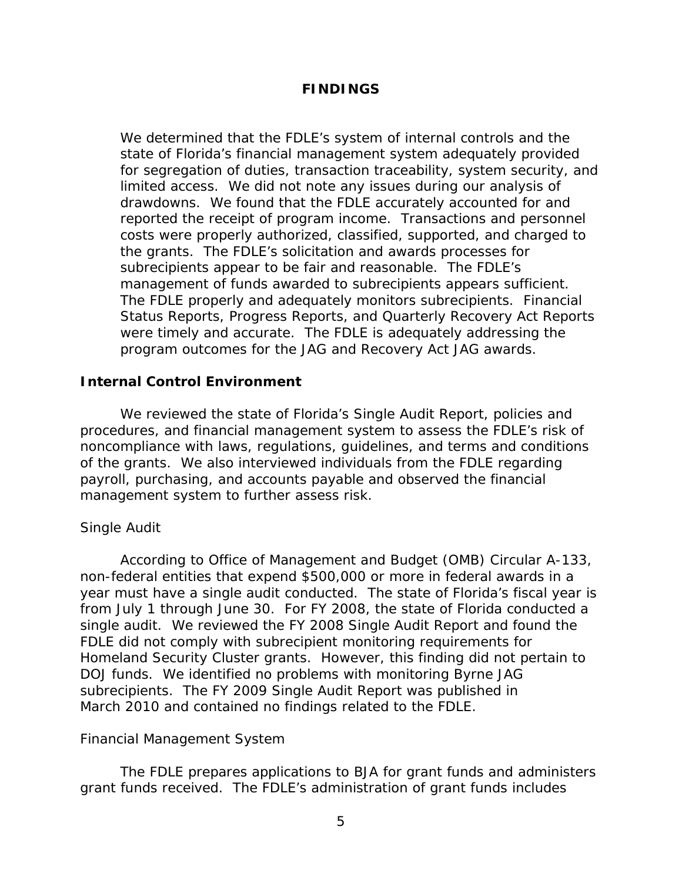## FINDINGS

> We determined that the FDLE's system of internal controls and the state of Florida's financial management system adequately provided for segregation of duties, transaction traceability, system security, and limited access. We did not note any issues during our analysis of drawdowns. We found that the FDLE accurately accounted for and reported the receipt of program income. Transactions and personnel costs were properly authorized, classified, supported, and charged to the grants. The FDLE's solicitation and awards processes for subrecipients appear to be fair and reasonable. The FDLE's management of funds awarded to subrecipients appears sufficient. The FDLE properly and adequately monitors subrecipients. Financial Status Reports, Progress Reports, and Quarterly Recovery Act Reports were timely and accurate. The FDLE is adequately addressing the program outcomes for the JAG and Recovery Act JAG awards.

### Internal Control Environment

We reviewed the state of Florida's Single Audit Report, policies and procedures, and financial management system to assess the FDLE's risk of noncompliance with laws, regulations, guidelines, and terms and conditions of the grants. We also interviewed individuals from the FDLE regarding payroll, purchasing, and accounts payable and observed the financial management system to further assess risk.

#### Single Audit

According to Office of Management and Budget (OMB) Circular A-133, non-federal entities that expend $500,000 or more in federal awards in a year must have a single audit conducted. The state of Florida's fiscal year is from July 1 through June 30. For FY 2008, the state of Florida conducted a single audit. We reviewed the FY 2008 Single Audit Report and found the FDLE did not comply with subrecipient monitoring requirements for Homeland Security Cluster grants. However, this finding did not pertain to DOJ funds. We identified no problems with monitoring Byrne JAG subrecipients. The FY 2009 Single Audit Report was published in March 2010 and contained no findings related to the FDLE.

#### Financial Management System

The FDLE prepares applications to BJA for grant funds and administers grant funds received. The FDLE's administration of grant funds includes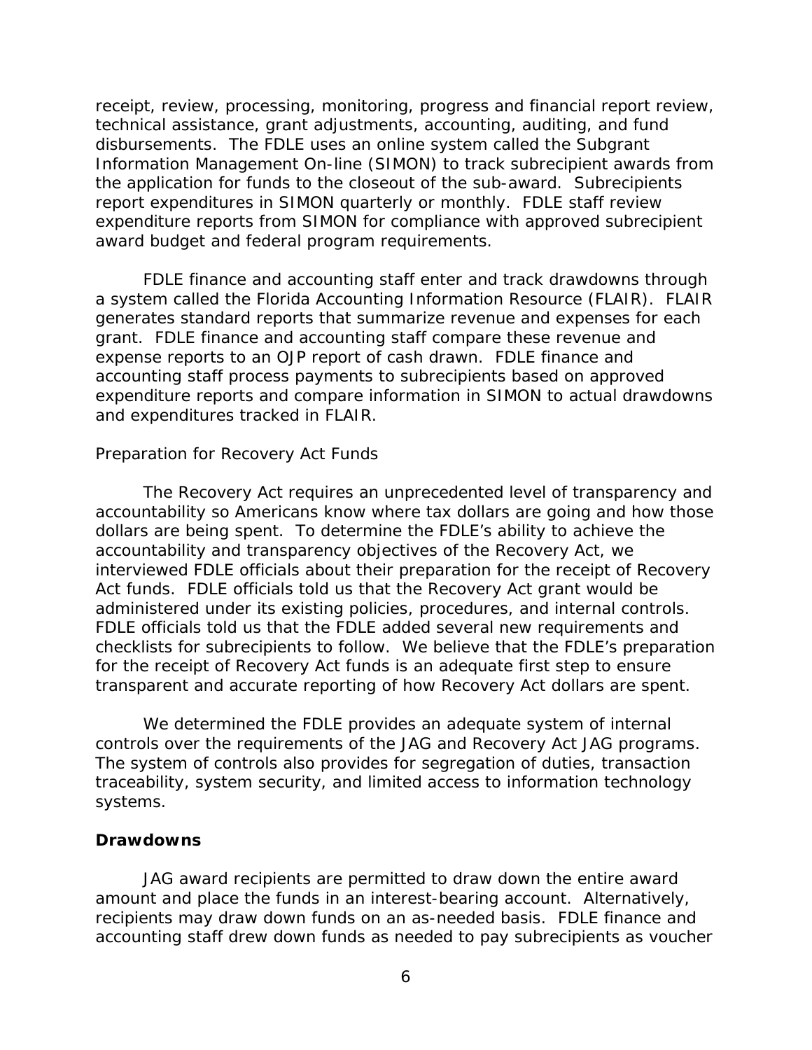receipt, review, processing, monitoring, progress and financial report review, technical assistance, grant adjustments, accounting, auditing, and fund disbursements. The FDLE uses an online system called the Subgrant Information Management On-line (SIMON) to track subrecipient awards from the application for funds to the closeout of the sub-award. Subrecipients report expenditures in SIMON quarterly or monthly. FDLE staff review expenditure reports from SIMON for compliance with approved subrecipient award budget and federal program requirements.

FDLE finance and accounting staff enter and track drawdowns through a system called the Florida Accounting Information Resource (FLAIR). FLAIR generates standard reports that summarize revenue and expenses for each grant. FDLE finance and accounting staff compare these revenue and expense reports to an OJP report of cash drawn. FDLE finance and accounting staff process payments to subrecipients based on approved expenditure reports and compare information in SIMON to actual drawdowns and expenditures tracked in FLAIR.

*Preparation for Recovery Act Funds*

The Recovery Act requires an unprecedented level of transparency and accountability so Americans know where tax dollars are going and how those dollars are being spent. To determine the FDLE's ability to achieve the accountability and transparency objectives of the Recovery Act, we interviewed FDLE officials about their preparation for the receipt of Recovery Act funds. FDLE officials told us that the Recovery Act grant would be administered under its existing policies, procedures, and internal controls. FDLE officials told us that the FDLE added several new requirements and checklists for subrecipients to follow. We believe that the FDLE's preparation for the receipt of Recovery Act funds is an adequate first step to ensure transparent and accurate reporting of how Recovery Act dollars are spent.

We determined the FDLE provides an adequate system of internal controls over the requirements of the JAG and Recovery Act JAG programs. The system of controls also provides for segregation of duties, transaction traceability, system security, and limited access to information technology systems.

**Drawdowns**

JAG award recipients are permitted to draw down the entire award amount and place the funds in an interest-bearing account. Alternatively, recipients may draw down funds on an as-needed basis. FDLE finance and accounting staff drew down funds as needed to pay subrecipients as voucher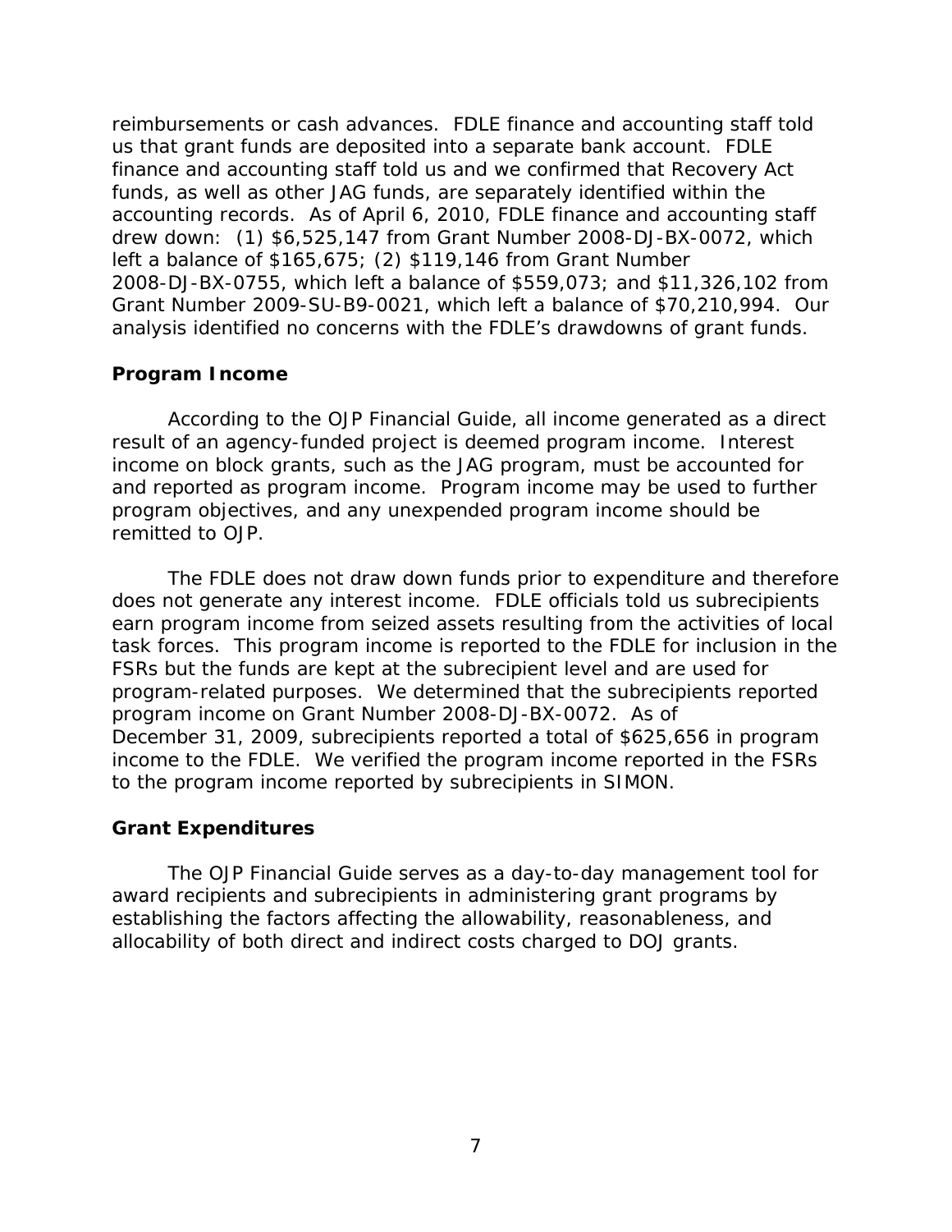reimbursements or cash advances. FDLE finance and accounting staff told us that grant funds are deposited into a separate bank account. FDLE finance and accounting staff told us and we confirmed that Recovery Act funds, as well as other JAG funds, are separately identified within the accounting records. As of April 6, 2010, FDLE finance and accounting staff drew down: (1) $6,525,147 from Grant Number 2008-DJ-BX-0072, which left a balance of $165,675; (2) $119,146 from Grant Number 2008-DJ-BX-0755, which left a balance of $559,073; and $11,326,102 from Grant Number 2009-SU-B9-0021, which left a balance of $70,210,994. Our analysis identified no concerns with the FDLE's drawdowns of grant funds.

### Program Income

According to the OJP Financial Guide, all income generated as a direct result of an agency-funded project is deemed program income. Interest income on block grants, such as the JAG program, must be accounted for and reported as program income. Program income may be used to further program objectives, and any unexpended program income should be remitted to OJP.

The FDLE does not draw down funds prior to expenditure and therefore does not generate any interest income. FDLE officials told us subrecipients earn program income from seized assets resulting from the activities of local task forces. This program income is reported to the FDLE for inclusion in the FSRs but the funds are kept at the subrecipient level and are used for program-related purposes. We determined that the subrecipients reported program income on Grant Number 2008-DJ-BX-0072. As of December 31, 2009, subrecipients reported a total of $625,656 in program income to the FDLE. We verified the program income reported in the FSRs to the program income reported by subrecipients in SIMON.

### Grant Expenditures

The OJP Financial Guide serves as a day-to-day management tool for award recipients and subrecipients in administering grant programs by establishing the factors affecting the allowability, reasonableness, and allocability of both direct and indirect costs charged to DOJ grants.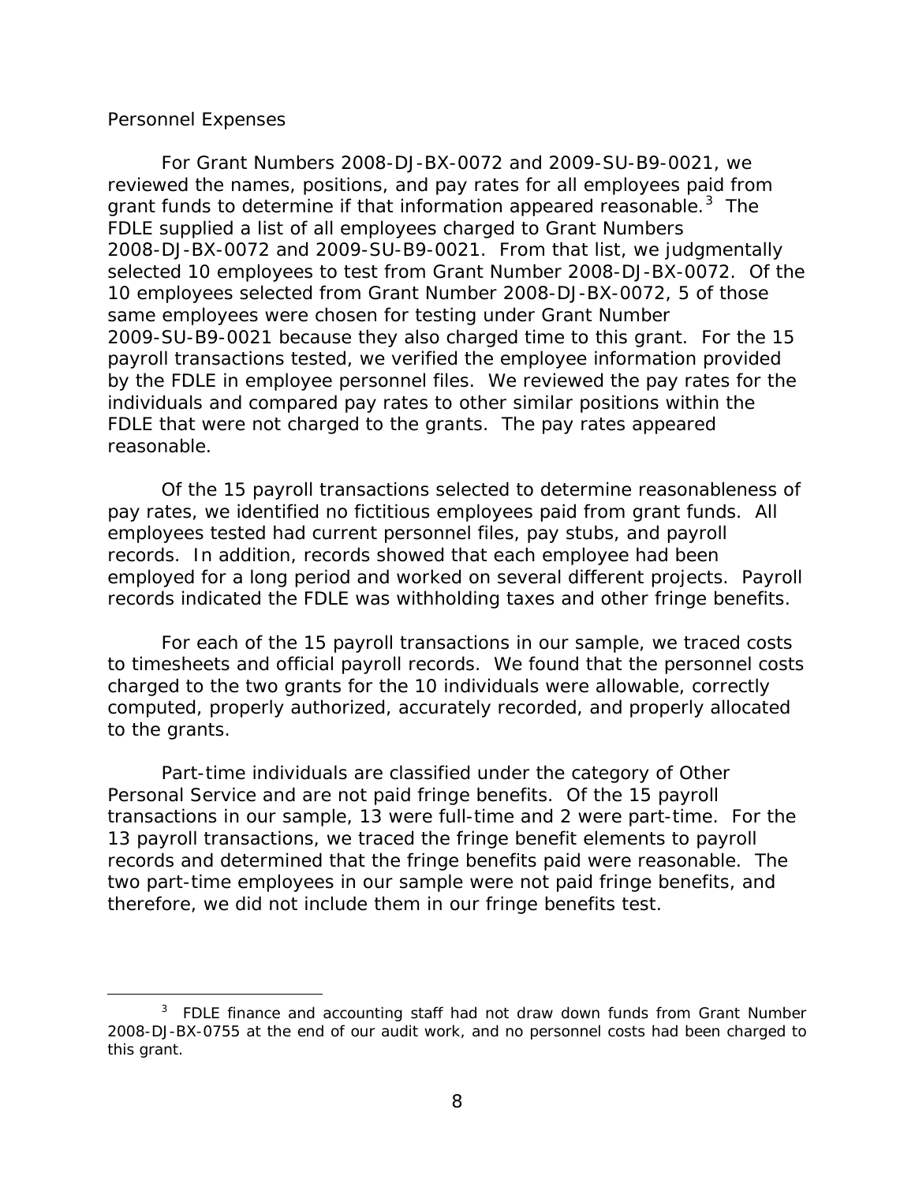Personnel Expenses

For Grant Numbers 2008-DJ-BX-0072 and 2009-SU-B9-0021, we reviewed the names, positions, and pay rates for all employees paid from grant funds to determine if that information appeared reasonable.[3] The FDLE supplied a list of all employees charged to Grant Numbers 2008-DJ-BX-0072 and 2009-SU-B9-0021. From that list, we judgmentally selected 10 employees to test from Grant Number 2008-DJ-BX-0072. Of the 10 employees selected from Grant Number 2008-DJ-BX-0072, 5 of those same employees were chosen for testing under Grant Number 2009-SU-B9-0021 because they also charged time to this grant. For the 15 payroll transactions tested, we verified the employee information provided by the FDLE in employee personnel files. We reviewed the pay rates for the individuals and compared pay rates to other similar positions within the FDLE that were not charged to the grants. The pay rates appeared reasonable.

Of the 15 payroll transactions selected to determine reasonableness of pay rates, we identified no fictitious employees paid from grant funds. All employees tested had current personnel files, pay stubs, and payroll records. In addition, records showed that each employee had been employed for a long period and worked on several different projects. Payroll records indicated the FDLE was withholding taxes and other fringe benefits.

For each of the 15 payroll transactions in our sample, we traced costs to timesheets and official payroll records. We found that the personnel costs charged to the two grants for the 10 individuals were allowable, correctly computed, properly authorized, accurately recorded, and properly allocated to the grants.

Part-time individuals are classified under the category of Other Personal Service and are not paid fringe benefits. Of the 15 payroll transactions in our sample, 13 were full-time and 2 were part-time. For the 13 payroll transactions, we traced the fringe benefit elements to payroll records and determined that the fringe benefits paid were reasonable. The two part-time employees in our sample were not paid fringe benefits, and therefore, we did not include them in our fringe benefits test.

---

[3] FDLE finance and accounting staff had not draw down funds from Grant Number 2008-DJ-BX-0755 at the end of our audit work, and no personnel costs had been charged to this grant.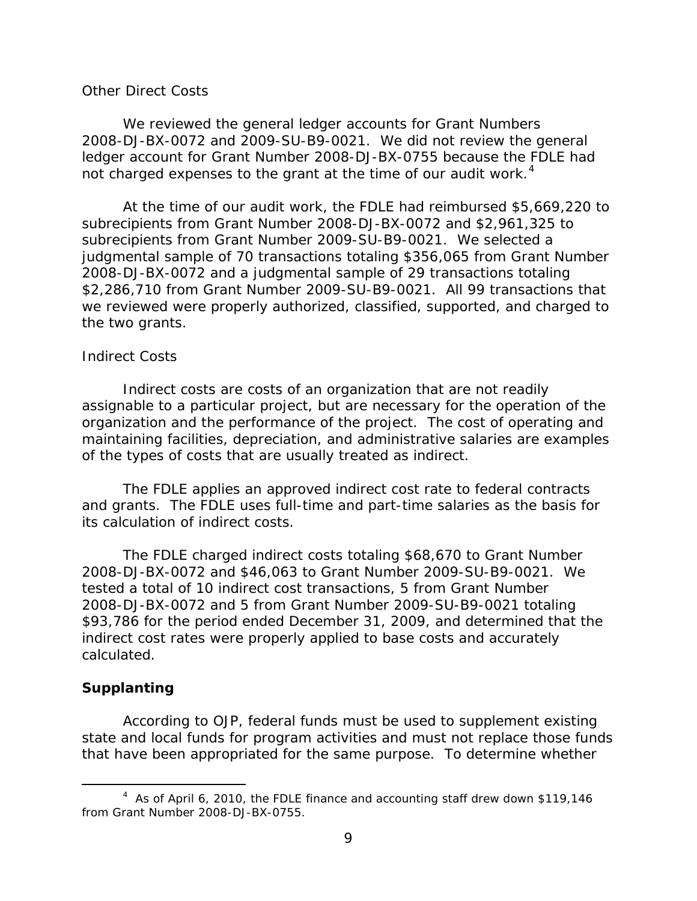*Other Direct Costs*

We reviewed the general ledger accounts for Grant Numbers 2008-DJ-BX-0072 and 2009-SU-B9-0021. We did not review the general ledger account for Grant Number 2008-DJ-BX-0755 because the FDLE had not charged expenses to the grant at the time of our audit work.[4]

At the time of our audit work, the FDLE had reimbursed $5,669,220 to subrecipients from Grant Number 2008-DJ-BX-0072 and $2,961,325 to subrecipients from Grant Number 2009-SU-B9-0021. We selected a judgmental sample of 70 transactions totaling $356,065 from Grant Number 2008-DJ-BX-0072 and a judgmental sample of 29 transactions totaling $2,286,710 from Grant Number 2009-SU-B9-0021. All 99 transactions that we reviewed were properly authorized, classified, supported, and charged to the two grants.

*Indirect Costs*

Indirect costs are costs of an organization that are not readily assignable to a particular project, but are necessary for the operation of the organization and the performance of the project. The cost of operating and maintaining facilities, depreciation, and administrative salaries are examples of the types of costs that are usually treated as indirect.

The FDLE applies an approved indirect cost rate to federal contracts and grants. The FDLE uses full-time and part-time salaries as the basis for its calculation of indirect costs.

The FDLE charged indirect costs totaling $68,670 to Grant Number 2008-DJ-BX-0072 and $46,063 to Grant Number 2009-SU-B9-0021. We tested a total of 10 indirect cost transactions, 5 from Grant Number 2008-DJ-BX-0072 and 5 from Grant Number 2009-SU-B9-0021 totaling $93,786 for the period ended December 31, 2009, and determined that the indirect cost rates were properly applied to base costs and accurately calculated.

## Supplanting

According to OJP, federal funds must be used to supplement existing state and local funds for program activities and must not replace those funds that have been appropriated for the same purpose. To determine whether

---

[4] As of April 6, 2010, the FDLE finance and accounting staff drew down $119,146 from Grant Number 2008-DJ-BX-0755.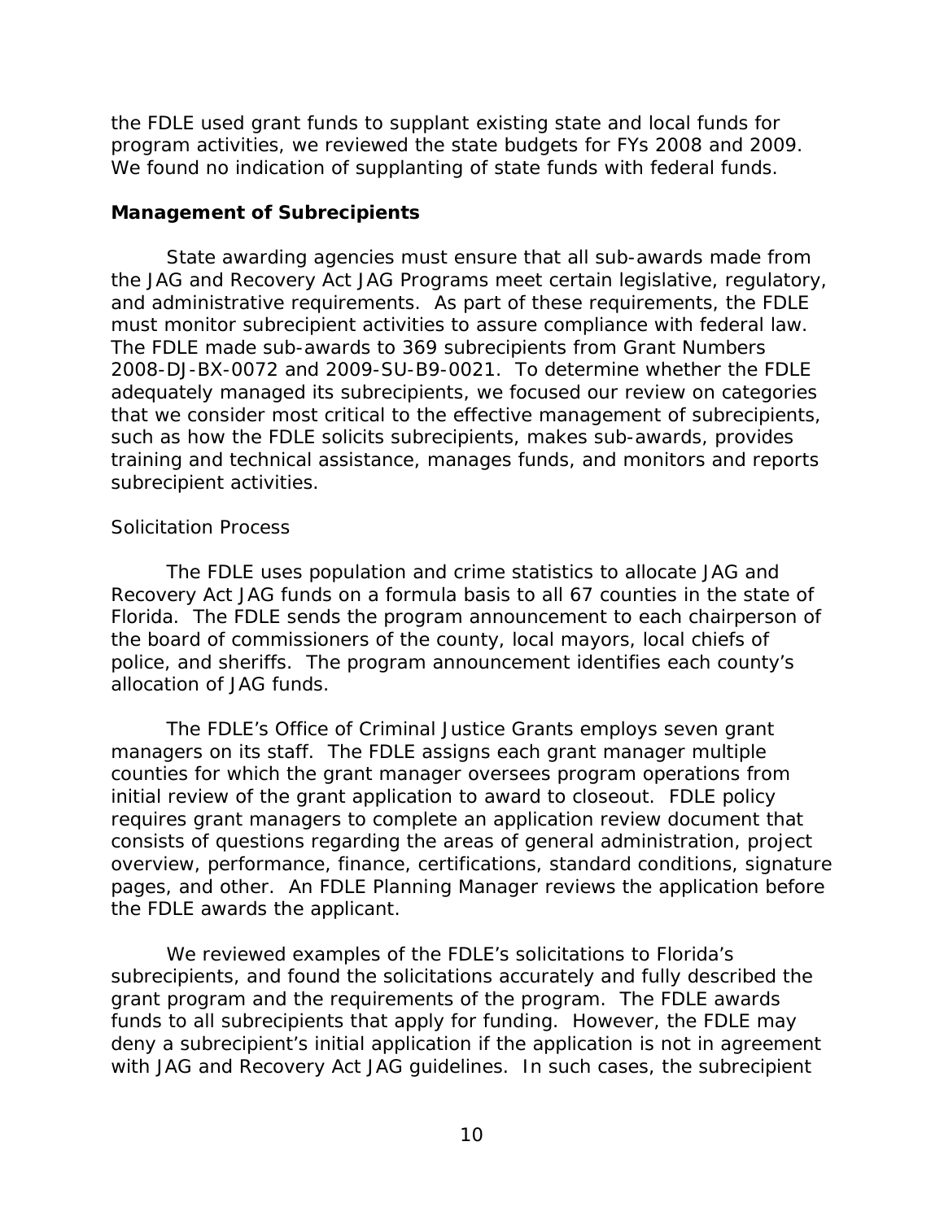the FDLE used grant funds to supplant existing state and local funds for program activities, we reviewed the state budgets for FYs 2008 and 2009. We found no indication of supplanting of state funds with federal funds.

**Management of Subrecipients**

State awarding agencies must ensure that all sub-awards made from the JAG and Recovery Act JAG Programs meet certain legislative, regulatory, and administrative requirements. As part of these requirements, the FDLE must monitor subrecipient activities to assure compliance with federal law. The FDLE made sub-awards to 369 subrecipients from Grant Numbers 2008-DJ-BX-0072 and 2009-SU-B9-0021. To determine whether the FDLE adequately managed its subrecipients, we focused our review on categories that we consider most critical to the effective management of subrecipients, such as how the FDLE solicits subrecipients, makes sub-awards, provides training and technical assistance, manages funds, and monitors and reports subrecipient activities.

*Solicitation Process*

The FDLE uses population and crime statistics to allocate JAG and Recovery Act JAG funds on a formula basis to all 67 counties in the state of Florida. The FDLE sends the program announcement to each chairperson of the board of commissioners of the county, local mayors, local chiefs of police, and sheriffs. The program announcement identifies each county's allocation of JAG funds.

The FDLE's Office of Criminal Justice Grants employs seven grant managers on its staff. The FDLE assigns each grant manager multiple counties for which the grant manager oversees program operations from initial review of the grant application to award to closeout. FDLE policy requires grant managers to complete an application review document that consists of questions regarding the areas of general administration, project overview, performance, finance, certifications, standard conditions, signature pages, and other. An FDLE Planning Manager reviews the application before the FDLE awards the applicant.

We reviewed examples of the FDLE's solicitations to Florida's subrecipients, and found the solicitations accurately and fully described the grant program and the requirements of the program. The FDLE awards funds to all subrecipients that apply for funding. However, the FDLE may deny a subrecipient's initial application if the application is not in agreement with JAG and Recovery Act JAG guidelines. In such cases, the subrecipient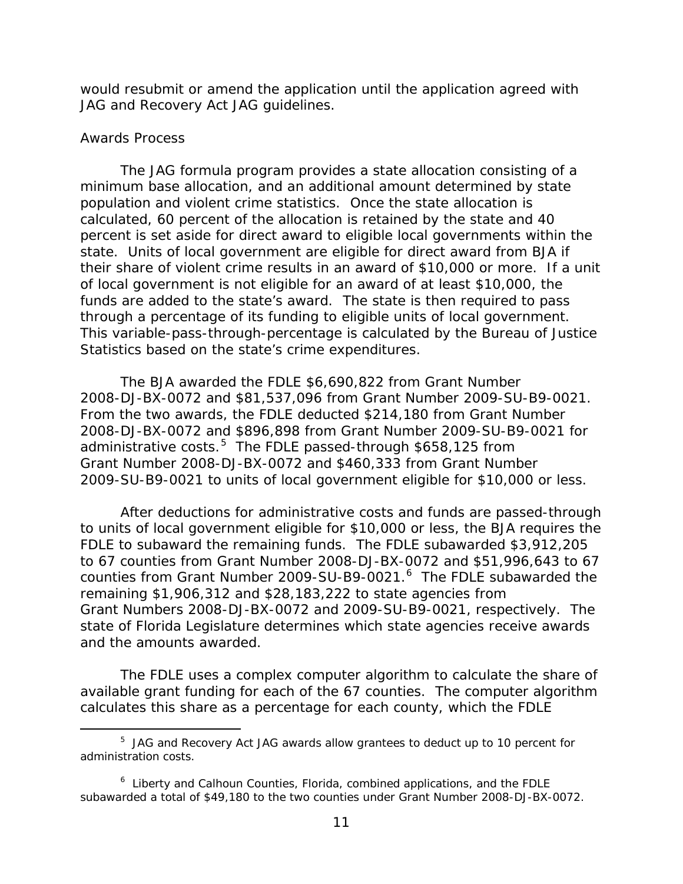would resubmit or amend the application until the application agreed with JAG and Recovery Act JAG guidelines.

Awards Process

The JAG formula program provides a state allocation consisting of a minimum base allocation, and an additional amount determined by state population and violent crime statistics. Once the state allocation is calculated, 60 percent of the allocation is retained by the state and 40 percent is set aside for direct award to eligible local governments within the state. Units of local government are eligible for direct award from BJA if their share of violent crime results in an award of $10,000 or more. If a unit of local government is not eligible for an award of at least $10,000, the funds are added to the state's award. The state is then required to pass through a percentage of its funding to eligible units of local government. This variable-pass-through-percentage is calculated by the Bureau of Justice Statistics based on the state's crime expenditures.

The BJA awarded the FDLE $6,690,822 from Grant Number 2008-DJ-BX-0072 and $81,537,096 from Grant Number 2009-SU-B9-0021. From the two awards, the FDLE deducted $214,180 from Grant Number 2008-DJ-BX-0072 and $896,898 from Grant Number 2009-SU-B9-0021 for administrative costs.[5] The FDLE passed-through $658,125 from Grant Number 2008-DJ-BX-0072 and $460,333 from Grant Number 2009-SU-B9-0021 to units of local government eligible for $10,000 or less.

After deductions for administrative costs and funds are passed-through to units of local government eligible for $10,000 or less, the BJA requires the FDLE to subaward the remaining funds. The FDLE subawarded $3,912,205 to 67 counties from Grant Number 2008-DJ-BX-0072 and $51,996,643 to 67 counties from Grant Number 2009-SU-B9-0021.[6] The FDLE subawarded the remaining $1,906,312 and $28,183,222 to state agencies from Grant Numbers 2008-DJ-BX-0072 and 2009-SU-B9-0021, respectively. The state of Florida Legislature determines which state agencies receive awards and the amounts awarded.

The FDLE uses a complex computer algorithm to calculate the share of available grant funding for each of the 67 counties. The computer algorithm calculates this share as a percentage for each county, which the FDLE

[5] JAG and Recovery Act JAG awards allow grantees to deduct up to 10 percent for administration costs.

[6] Liberty and Calhoun Counties, Florida, combined applications, and the FDLE subawarded a total of $49,180 to the two counties under Grant Number 2008-DJ-BX-0072.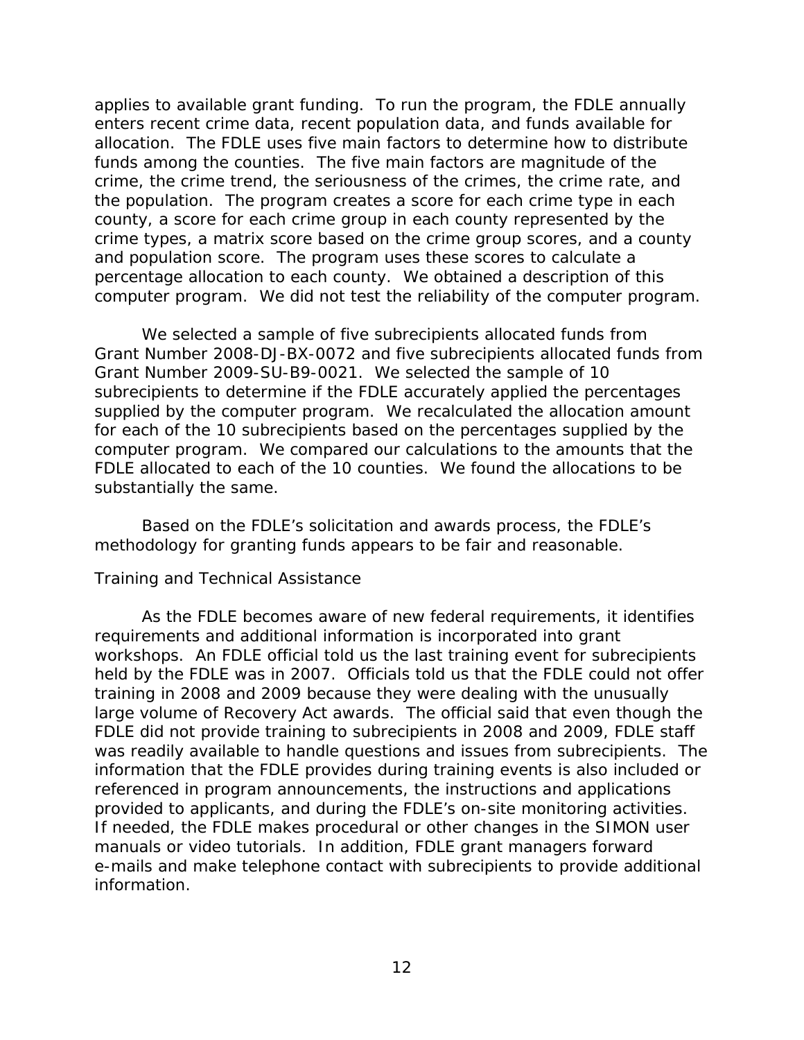applies to available grant funding. To run the program, the FDLE annually enters recent crime data, recent population data, and funds available for allocation. The FDLE uses five main factors to determine how to distribute funds among the counties. The five main factors are magnitude of the crime, the crime trend, the seriousness of the crimes, the crime rate, and the population. The program creates a score for each crime type in each county, a score for each crime group in each county represented by the crime types, a matrix score based on the crime group scores, and a county and population score. The program uses these scores to calculate a percentage allocation to each county. We obtained a description of this computer program. We did not test the reliability of the computer program.

We selected a sample of five subrecipients allocated funds from Grant Number 2008-DJ-BX-0072 and five subrecipients allocated funds from Grant Number 2009-SU-B9-0021. We selected the sample of 10 subrecipients to determine if the FDLE accurately applied the percentages supplied by the computer program. We recalculated the allocation amount for each of the 10 subrecipients based on the percentages supplied by the computer program. We compared our calculations to the amounts that the FDLE allocated to each of the 10 counties. We found the allocations to be substantially the same.

Based on the FDLE's solicitation and awards process, the FDLE's methodology for granting funds appears to be fair and reasonable.

*Training and Technical Assistance*

As the FDLE becomes aware of new federal requirements, it identifies requirements and additional information is incorporated into grant workshops. An FDLE official told us the last training event for subrecipients held by the FDLE was in 2007. Officials told us that the FDLE could not offer training in 2008 and 2009 because they were dealing with the unusually large volume of Recovery Act awards. The official said that even though the FDLE did not provide training to subrecipients in 2008 and 2009, FDLE staff was readily available to handle questions and issues from subrecipients. The information that the FDLE provides during training events is also included or referenced in program announcements, the instructions and applications provided to applicants, and during the FDLE's on-site monitoring activities. If needed, the FDLE makes procedural or other changes in the SIMON user manuals or video tutorials. In addition, FDLE grant managers forward e-mails and make telephone contact with subrecipients to provide additional information.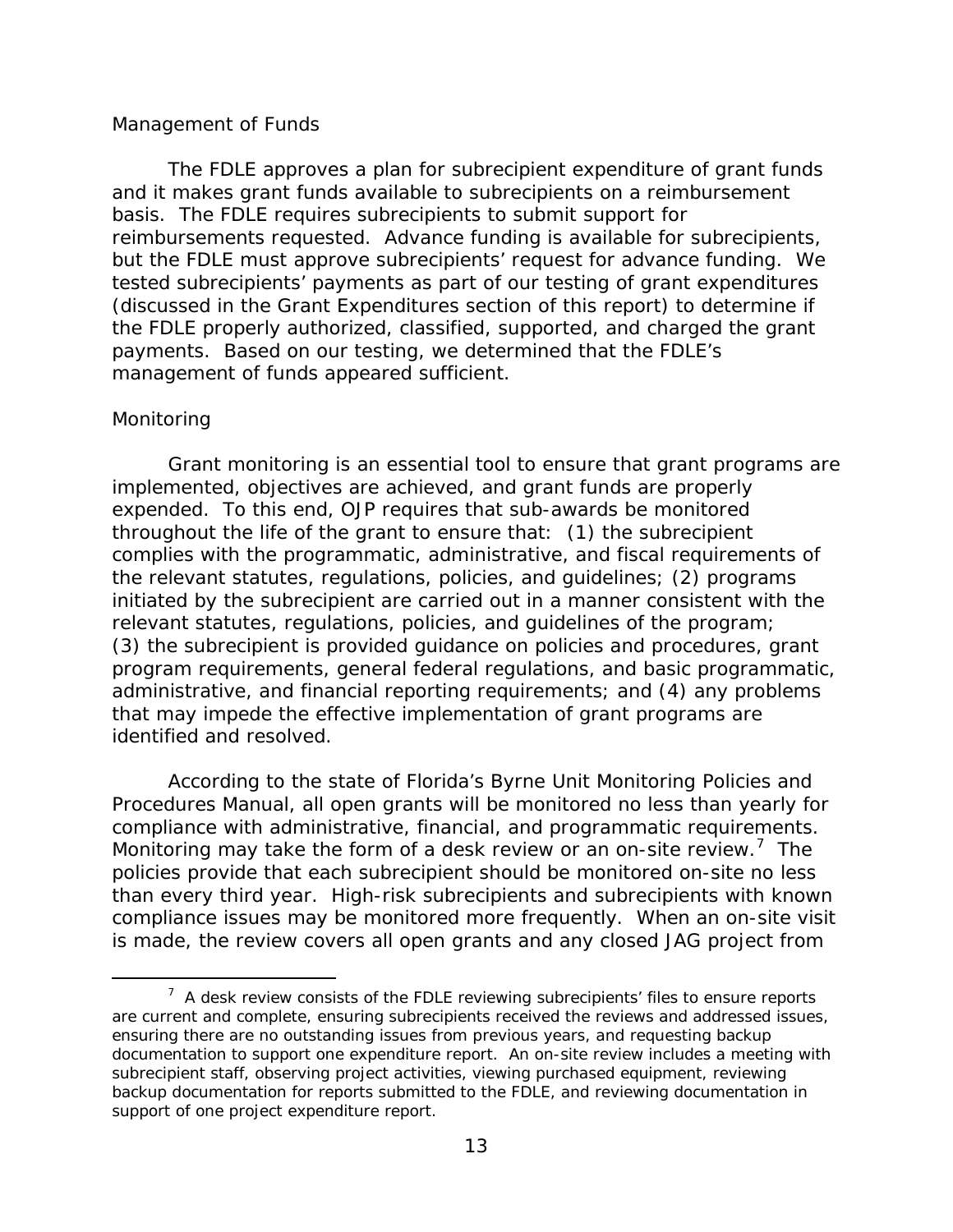### Management of Funds

The FDLE approves a plan for subrecipient expenditure of grant funds and it makes grant funds available to subrecipients on a reimbursement basis. The FDLE requires subrecipients to submit support for reimbursements requested. Advance funding is available for subrecipients, but the FDLE must approve subrecipients' request for advance funding. We tested subrecipients' payments as part of our testing of grant expenditures (discussed in the Grant Expenditures section of this report) to determine if the FDLE properly authorized, classified, supported, and charged the grant payments. Based on our testing, we determined that the FDLE's management of funds appeared sufficient.

### Monitoring

Grant monitoring is an essential tool to ensure that grant programs are implemented, objectives are achieved, and grant funds are properly expended. To this end, OJP requires that sub-awards be monitored throughout the life of the grant to ensure that: (1) the subrecipient complies with the programmatic, administrative, and fiscal requirements of the relevant statutes, regulations, policies, and guidelines; (2) programs initiated by the subrecipient are carried out in a manner consistent with the relevant statutes, regulations, policies, and guidelines of the program; (3) the subrecipient is provided guidance on policies and procedures, grant program requirements, general federal regulations, and basic programmatic, administrative, and financial reporting requirements; and (4) any problems that may impede the effective implementation of grant programs are identified and resolved.

According to the state of Florida's Byrne Unit Monitoring Policies and Procedures Manual, all open grants will be monitored no less than yearly for compliance with administrative, financial, and programmatic requirements. Monitoring may take the form of a desk review or an on-site review.[7] The policies provide that each subrecipient should be monitored on-site no less than every third year. High-risk subrecipients and subrecipients with known compliance issues may be monitored more frequently. When an on-site visit is made, the review covers all open grants and any closed JAG project from

---

[7] A desk review consists of the FDLE reviewing subrecipients' files to ensure reports are current and complete, ensuring subrecipients received the reviews and addressed issues, ensuring there are no outstanding issues from previous years, and requesting backup documentation to support one expenditure report. An on-site review includes a meeting with subrecipient staff, observing project activities, viewing purchased equipment, reviewing backup documentation for reports submitted to the FDLE, and reviewing documentation in support of one project expenditure report.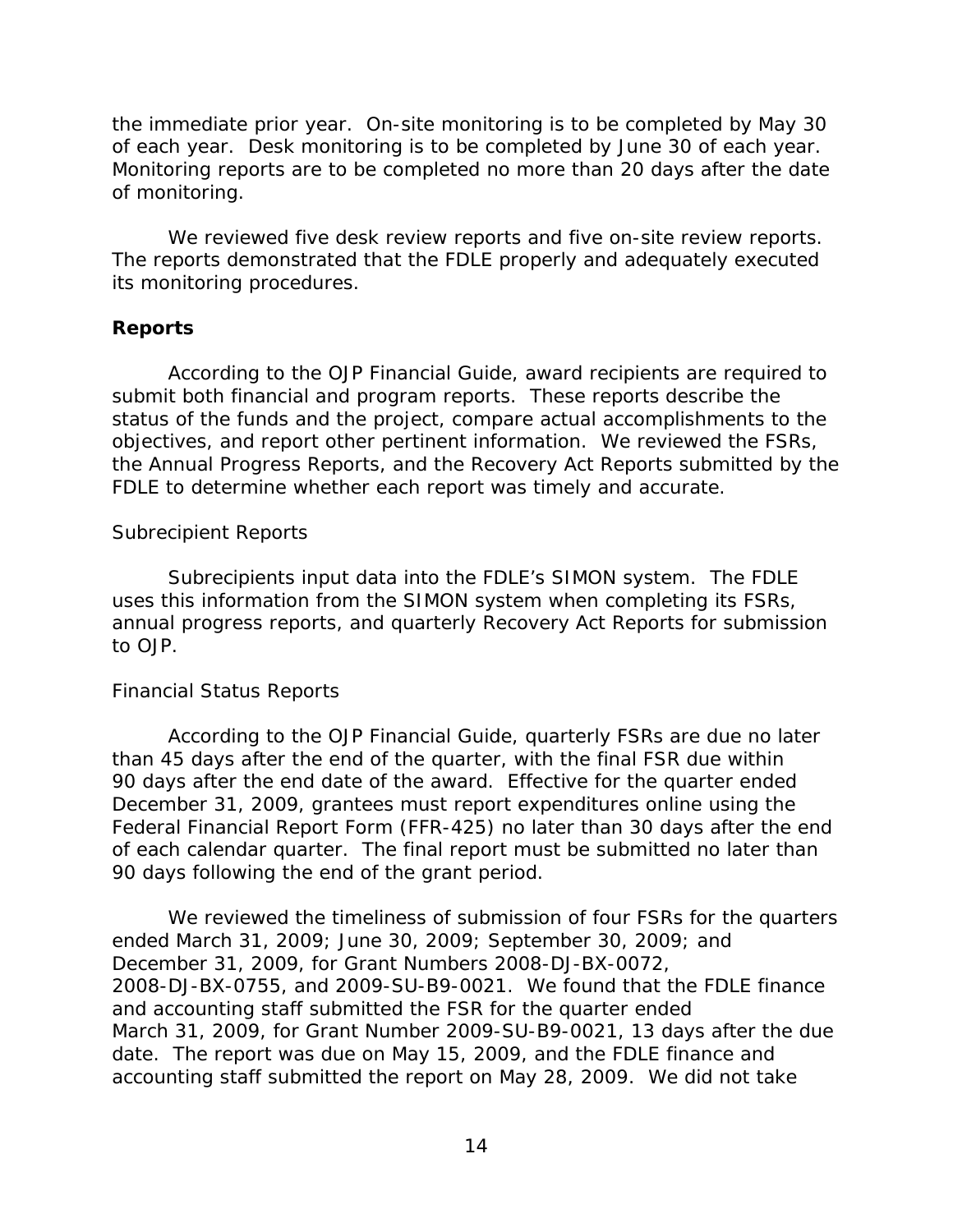the immediate prior year. On-site monitoring is to be completed by May 30 of each year. Desk monitoring is to be completed by June 30 of each year. Monitoring reports are to be completed no more than 20 days after the date of monitoring.

We reviewed five desk review reports and five on-site review reports. The reports demonstrated that the FDLE properly and adequately executed its monitoring procedures.

### Reports

According to the OJP Financial Guide, award recipients are required to submit both financial and program reports. These reports describe the status of the funds and the project, compare actual accomplishments to the objectives, and report other pertinent information. We reviewed the FSRs, the Annual Progress Reports, and the Recovery Act Reports submitted by the FDLE to determine whether each report was timely and accurate.

#### Subrecipient Reports

Subrecipients input data into the FDLE's SIMON system. The FDLE uses this information from the SIMON system when completing its FSRs, annual progress reports, and quarterly Recovery Act Reports for submission to OJP.

#### Financial Status Reports

According to the OJP Financial Guide, quarterly FSRs are due no later than 45 days after the end of the quarter, with the final FSR due within 90 days after the end date of the award. Effective for the quarter ended December 31, 2009, grantees must report expenditures online using the Federal Financial Report Form (FFR-425) no later than 30 days after the end of each calendar quarter. The final report must be submitted no later than 90 days following the end of the grant period.

We reviewed the timeliness of submission of four FSRs for the quarters ended March 31, 2009; June 30, 2009; September 30, 2009; and December 31, 2009, for Grant Numbers 2008-DJ-BX-0072, 2008-DJ-BX-0755, and 2009-SU-B9-0021. We found that the FDLE finance and accounting staff submitted the FSR for the quarter ended March 31, 2009, for Grant Number 2009-SU-B9-0021, 13 days after the due date. The report was due on May 15, 2009, and the FDLE finance and accounting staff submitted the report on May 28, 2009. We did not take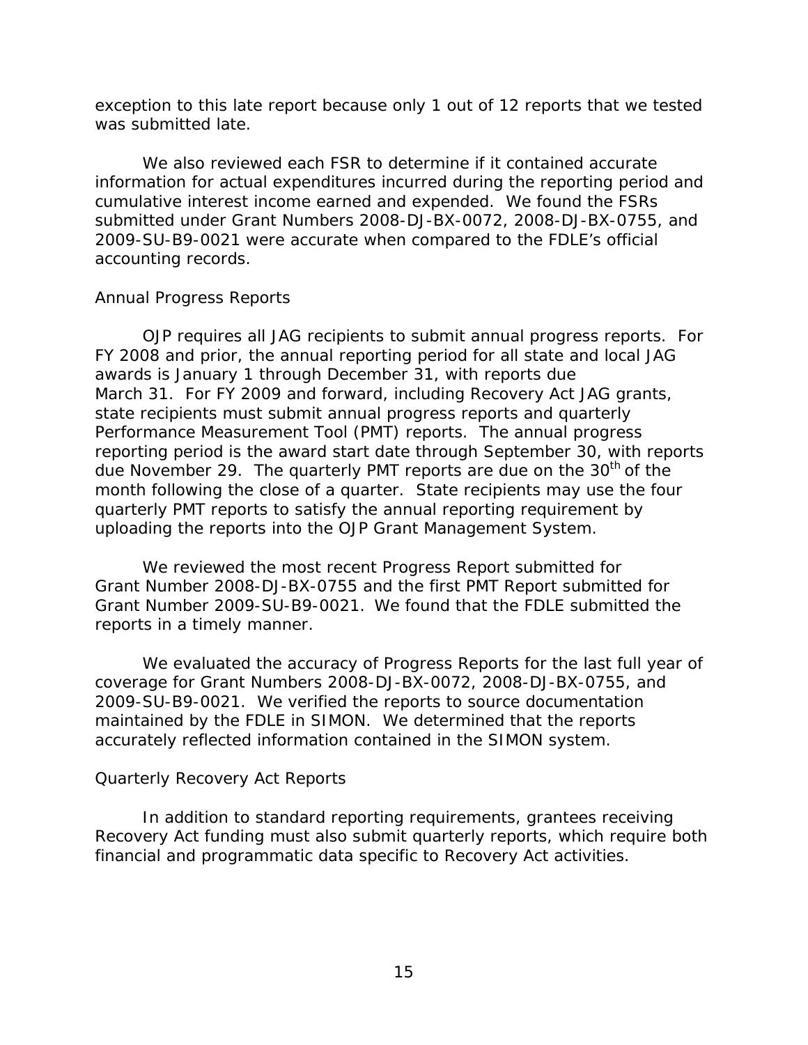exception to this late report because only 1 out of 12 reports that we tested was submitted late.

We also reviewed each FSR to determine if it contained accurate information for actual expenditures incurred during the reporting period and cumulative interest income earned and expended. We found the FSRs submitted under Grant Numbers 2008-DJ-BX-0072, 2008-DJ-BX-0755, and 2009-SU-B9-0021 were accurate when compared to the FDLE's official accounting records.

*Annual Progress Reports*

OJP requires all JAG recipients to submit annual progress reports. For FY 2008 and prior, the annual reporting period for all state and local JAG awards is January 1 through December 31, with reports due March 31. For FY 2009 and forward, including Recovery Act JAG grants, state recipients must submit annual progress reports and quarterly Performance Measurement Tool (PMT) reports. The annual progress reporting period is the award start date through September 30, with reports due November 29. The quarterly PMT reports are due on the 30th of the month following the close of a quarter. State recipients may use the four quarterly PMT reports to satisfy the annual reporting requirement by uploading the reports into the OJP Grant Management System.

We reviewed the most recent Progress Report submitted for Grant Number 2008-DJ-BX-0755 and the first PMT Report submitted for Grant Number 2009-SU-B9-0021. We found that the FDLE submitted the reports in a timely manner.

We evaluated the accuracy of Progress Reports for the last full year of coverage for Grant Numbers 2008-DJ-BX-0072, 2008-DJ-BX-0755, and 2009-SU-B9-0021. We verified the reports to source documentation maintained by the FDLE in SIMON. We determined that the reports accurately reflected information contained in the SIMON system.

*Quarterly Recovery Act Reports*

In addition to standard reporting requirements, grantees receiving Recovery Act funding must also submit quarterly reports, which require both financial and programmatic data specific to Recovery Act activities.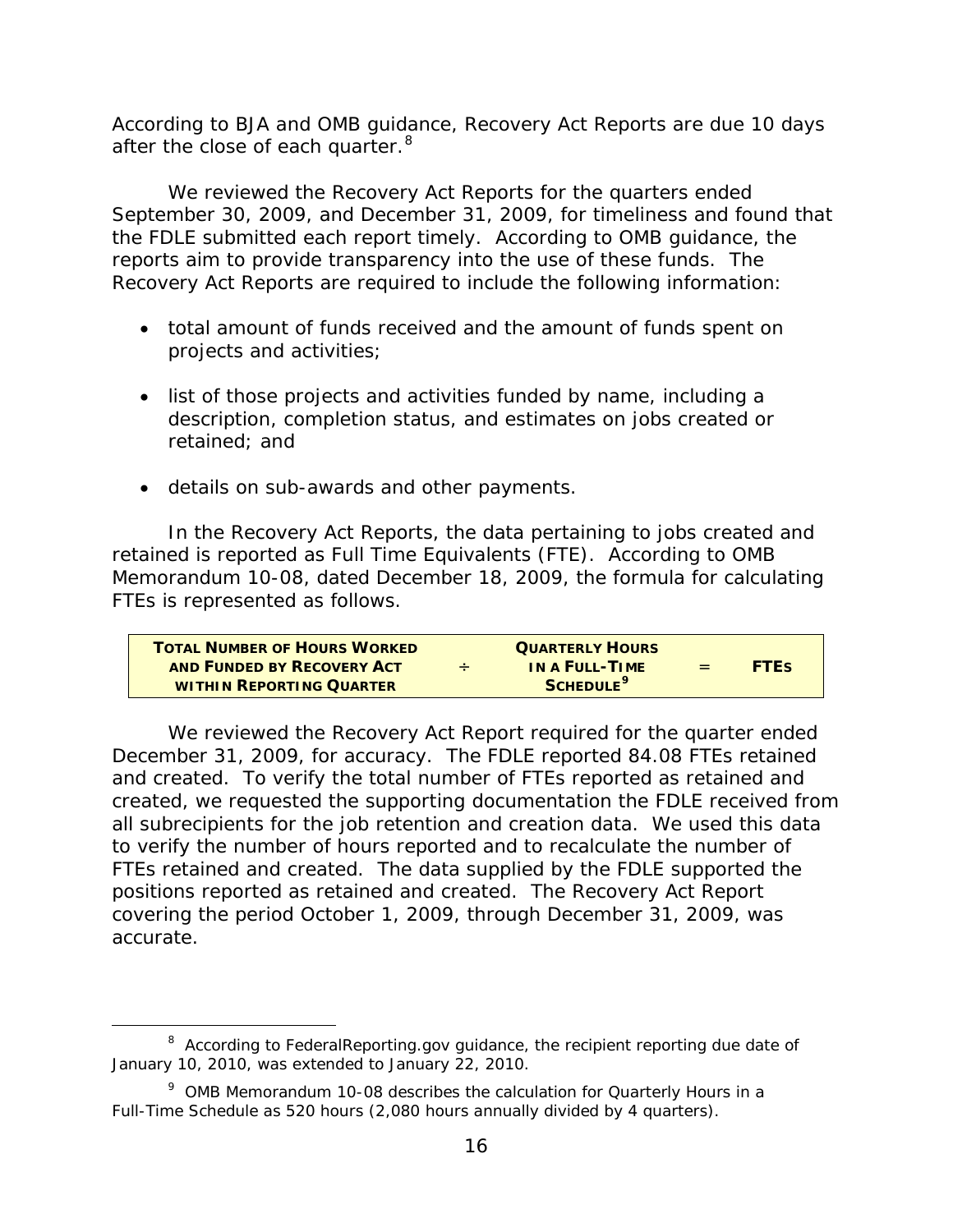According to BJA and OMB guidance, Recovery Act Reports are due 10 days after the close of each quarter.[8]

We reviewed the Recovery Act Reports for the quarters ended September 30, 2009, and December 31, 2009, for timeliness and found that the FDLE submitted each report timely. According to OMB guidance, the reports aim to provide transparency into the use of these funds. The Recovery Act Reports are required to include the following information:

- total amount of funds received and the amount of funds spent on projects and activities;
- list of those projects and activities funded by name, including a description, completion status, and estimates on jobs created or retained; and
- details on sub-awards and other payments.

In the Recovery Act Reports, the data pertaining to jobs created and retained is reported as Full Time Equivalents (FTE). According to OMB Memorandum 10-08, dated December 18, 2009, the formula for calculating FTEs is represented as follows.

| **Total Number of Hours Worked and Funded by Recovery Act within Reporting Quarter** | ÷ | **Quarterly Hours in a Full-Time Schedule[9]** | = | **FTEs** |
|---|---|---|---|---|

We reviewed the Recovery Act Report required for the quarter ended December 31, 2009, for accuracy. The FDLE reported 84.08 FTEs retained and created. To verify the total number of FTEs reported as retained and created, we requested the supporting documentation the FDLE received from all subrecipients for the job retention and creation data. We used this data to verify the number of hours reported and to recalculate the number of FTEs retained and created. The data supplied by the FDLE supported the positions reported as retained and created. The Recovery Act Report covering the period October 1, 2009, through December 31, 2009, was accurate.

---

[8] According to FederalReporting.gov guidance, the recipient reporting due date of January 10, 2010, was extended to January 22, 2010.

[9] OMB Memorandum 10-08 describes the calculation for Quarterly Hours in a Full-Time Schedule as 520 hours (2,080 hours annually divided by 4 quarters).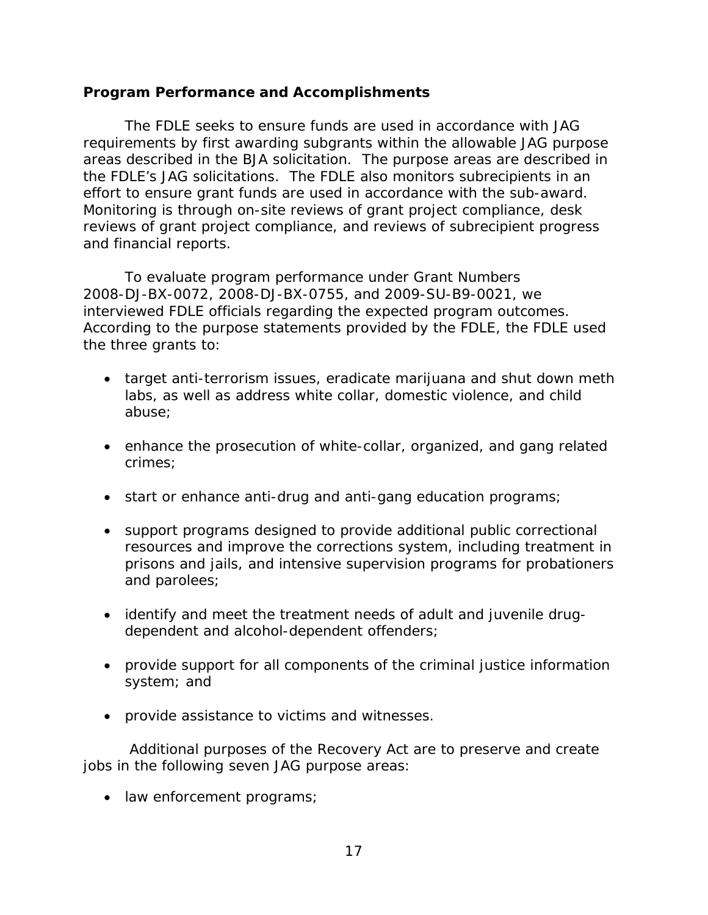### Program Performance and Accomplishments

The FDLE seeks to ensure funds are used in accordance with JAG requirements by first awarding subgrants within the allowable JAG purpose areas described in the BJA solicitation. The purpose areas are described in the FDLE's JAG solicitations. The FDLE also monitors subrecipients in an effort to ensure grant funds are used in accordance with the sub-award. Monitoring is through on-site reviews of grant project compliance, desk reviews of grant project compliance, and reviews of subrecipient progress and financial reports.

To evaluate program performance under Grant Numbers 2008-DJ-BX-0072, 2008-DJ-BX-0755, and 2009-SU-B9-0021, we interviewed FDLE officials regarding the expected program outcomes. According to the purpose statements provided by the FDLE, the FDLE used the three grants to:

- target anti-terrorism issues, eradicate marijuana and shut down meth labs, as well as address white collar, domestic violence, and child abuse;
- enhance the prosecution of white-collar, organized, and gang related crimes;
- start or enhance anti-drug and anti-gang education programs;
- support programs designed to provide additional public correctional resources and improve the corrections system, including treatment in prisons and jails, and intensive supervision programs for probationers and parolees;
- identify and meet the treatment needs of adult and juvenile drug-dependent and alcohol-dependent offenders;
- provide support for all components of the criminal justice information system; and
- provide assistance to victims and witnesses.

Additional purposes of the Recovery Act are to preserve and create jobs in the following seven JAG purpose areas:

- law enforcement programs;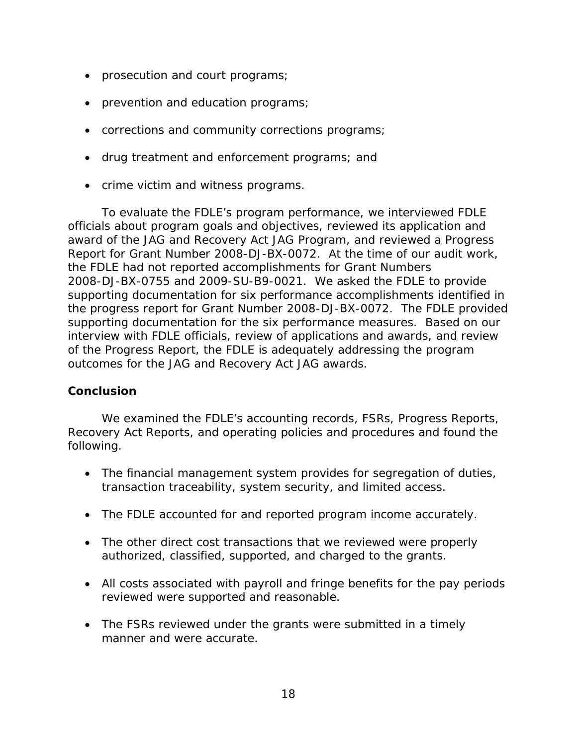- prosecution and court programs;
- prevention and education programs;
- corrections and community corrections programs;
- drug treatment and enforcement programs; and
- crime victim and witness programs.

To evaluate the FDLE's program performance, we interviewed FDLE officials about program goals and objectives, reviewed its application and award of the JAG and Recovery Act JAG Program, and reviewed a Progress Report for Grant Number 2008-DJ-BX-0072. At the time of our audit work, the FDLE had not reported accomplishments for Grant Numbers 2008-DJ-BX-0755 and 2009-SU-B9-0021. We asked the FDLE to provide supporting documentation for six performance accomplishments identified in the progress report for Grant Number 2008-DJ-BX-0072. The FDLE provided supporting documentation for the six performance measures. Based on our interview with FDLE officials, review of applications and awards, and review of the Progress Report, the FDLE is adequately addressing the program outcomes for the JAG and Recovery Act JAG awards.

**Conclusion**

We examined the FDLE's accounting records, FSRs, Progress Reports, Recovery Act Reports, and operating policies and procedures and found the following.

- The financial management system provides for segregation of duties, transaction traceability, system security, and limited access.
- The FDLE accounted for and reported program income accurately.
- The other direct cost transactions that we reviewed were properly authorized, classified, supported, and charged to the grants.
- All costs associated with payroll and fringe benefits for the pay periods reviewed were supported and reasonable.
- The FSRs reviewed under the grants were submitted in a timely manner and were accurate.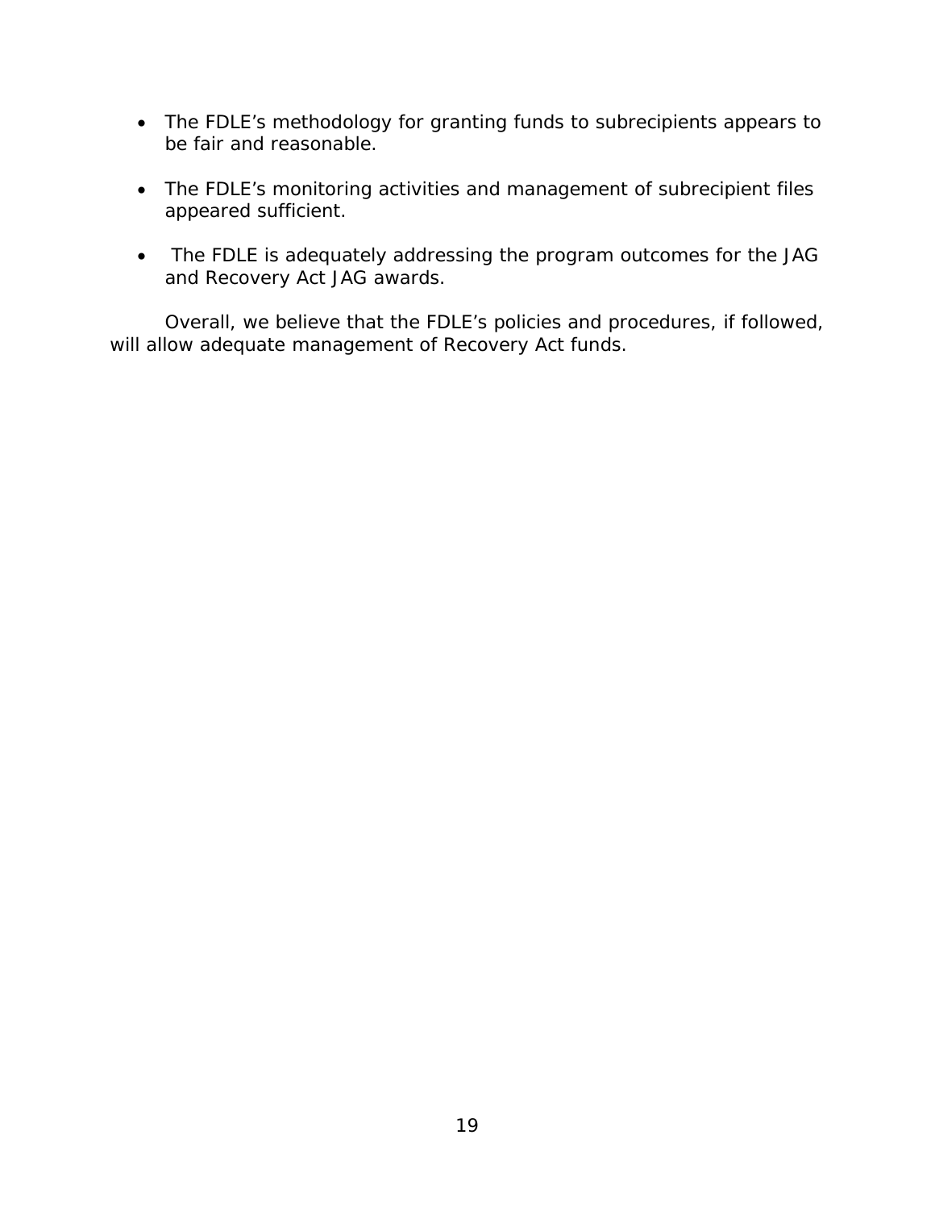- The FDLE's methodology for granting funds to subrecipients appears to be fair and reasonable.

- The FDLE's monitoring activities and management of subrecipient files appeared sufficient.

- The FDLE is adequately addressing the program outcomes for the JAG and Recovery Act JAG awards.

Overall, we believe that the FDLE's policies and procedures, if followed, will allow adequate management of Recovery Act funds.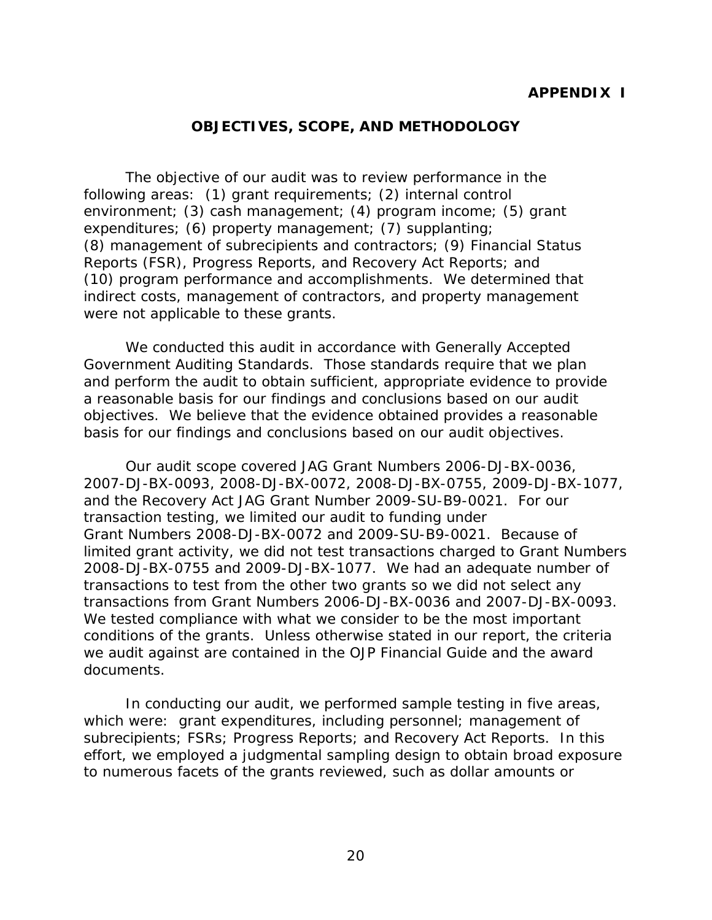**APPENDIX I**

## OBJECTIVES, SCOPE, AND METHODOLOGY

The objective of our audit was to review performance in the following areas: (1) grant requirements; (2) internal control environment; (3) cash management; (4) program income; (5) grant expenditures; (6) property management; (7) supplanting; (8) management of subrecipients and contractors; (9) Financial Status Reports (FSR), Progress Reports, and Recovery Act Reports; and (10) program performance and accomplishments. We determined that indirect costs, management of contractors, and property management were not applicable to these grants.

We conducted this audit in accordance with Generally Accepted Government Auditing Standards. Those standards require that we plan and perform the audit to obtain sufficient, appropriate evidence to provide a reasonable basis for our findings and conclusions based on our audit objectives. We believe that the evidence obtained provides a reasonable basis for our findings and conclusions based on our audit objectives.

Our audit scope covered JAG Grant Numbers 2006-DJ-BX-0036, 2007-DJ-BX-0093, 2008-DJ-BX-0072, 2008-DJ-BX-0755, 2009-DJ-BX-1077, and the Recovery Act JAG Grant Number 2009-SU-B9-0021. For our transaction testing, we limited our audit to funding under Grant Numbers 2008-DJ-BX-0072 and 2009-SU-B9-0021. Because of limited grant activity, we did not test transactions charged to Grant Numbers 2008-DJ-BX-0755 and 2009-DJ-BX-1077. We had an adequate number of transactions to test from the other two grants so we did not select any transactions from Grant Numbers 2006-DJ-BX-0036 and 2007-DJ-BX-0093. We tested compliance with what we consider to be the most important conditions of the grants. Unless otherwise stated in our report, the criteria we audit against are contained in the OJP Financial Guide and the award documents.

In conducting our audit, we performed sample testing in five areas, which were: grant expenditures, including personnel; management of subrecipients; FSRs; Progress Reports; and Recovery Act Reports. In this effort, we employed a judgmental sampling design to obtain broad exposure to numerous facets of the grants reviewed, such as dollar amounts or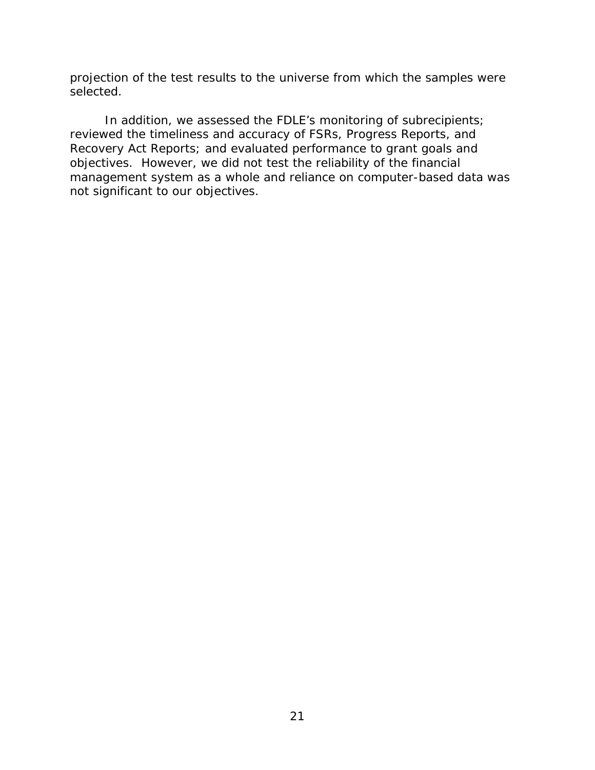projection of the test results to the universe from which the samples were selected.

In addition, we assessed the FDLE's monitoring of subrecipients; reviewed the timeliness and accuracy of FSRs, Progress Reports, and Recovery Act Reports; and evaluated performance to grant goals and objectives. However, we did not test the reliability of the financial management system as a whole and reliance on computer-based data was not significant to our objectives.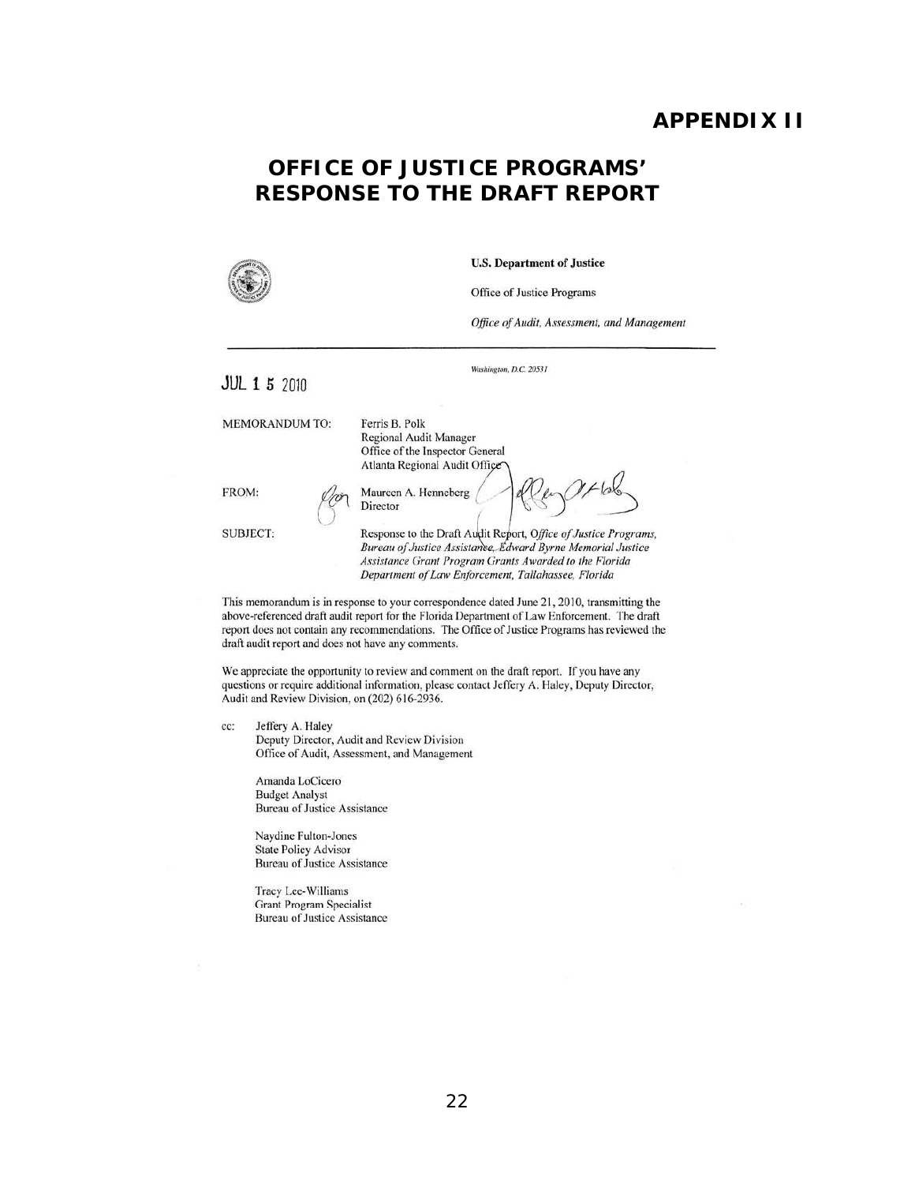# APPENDIX II

## OFFICE OF JUSTICE PROGRAMS' RESPONSE TO THE DRAFT REPORT

**U.S. Department of Justice**

Office of Justice Programs

*Office of Audit, Assessment, and Management*

*Washington, D.C. 20531*

JUL 15 2010

MEMORANDUM TO: Ferris B. Polk
Regional Audit Manager
Office of the Inspector General
Atlanta Regional Audit Office

FROM: Maureen A. Henneberg
Director

SUBJECT: Response to the Draft Audit Report, *Office of Justice Programs, Bureau of Justice Assistance, Edward Byrne Memorial Justice Assistance Grant Program Grants Awarded to the Florida Department of Law Enforcement, Tallahassee, Florida*

This memorandum is in response to your correspondence dated June 21, 2010, transmitting the above-referenced draft audit report for the Florida Department of Law Enforcement. The draft report does not contain any recommendations. The Office of Justice Programs has reviewed the draft audit report and does not have any comments.

We appreciate the opportunity to review and comment on the draft report. If you have any questions or require additional information, please contact Jeffery A. Haley, Deputy Director, Audit and Review Division, on (202) 616-2936.

cc: Jeffery A. Haley
Deputy Director, Audit and Review Division
Office of Audit, Assessment, and Management

Amanda LoCicero
Budget Analyst
Bureau of Justice Assistance

Naydine Fulton-Jones
State Policy Advisor
Bureau of Justice Assistance

Tracy Lee-Williams
Grant Program Specialist
Bureau of Justice Assistance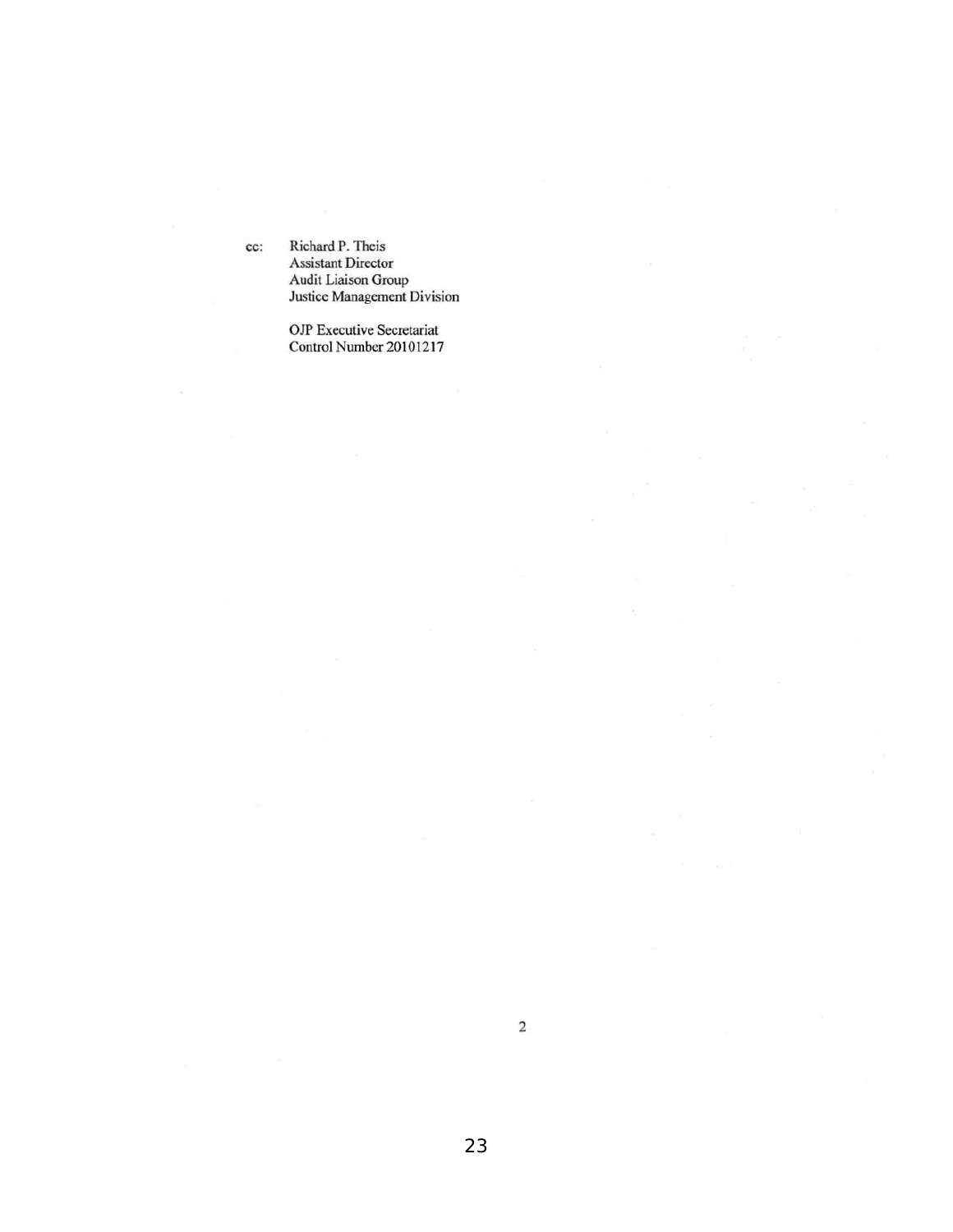cc: Richard P. Theis
Assistant Director
Audit Liaison Group
Justice Management Division

OJP Executive Secretariat
Control Number 20101217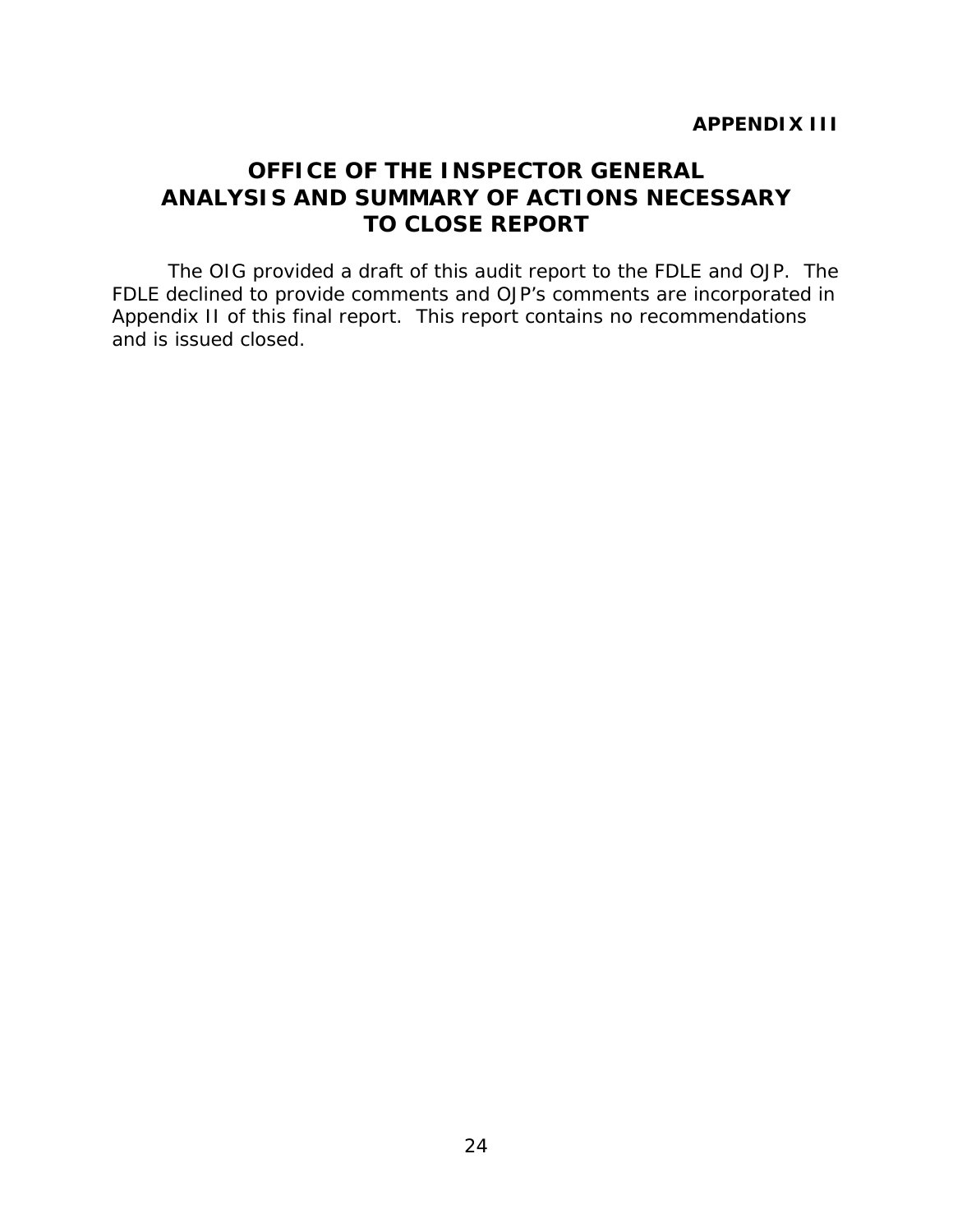**APPENDIX III**

# OFFICE OF THE INSPECTOR GENERAL ANALYSIS AND SUMMARY OF ACTIONS NECESSARY TO CLOSE REPORT

The OIG provided a draft of this audit report to the FDLE and OJP. The FDLE declined to provide comments and OJP's comments are incorporated in Appendix II of this final report. This report contains no recommendations and is issued closed.